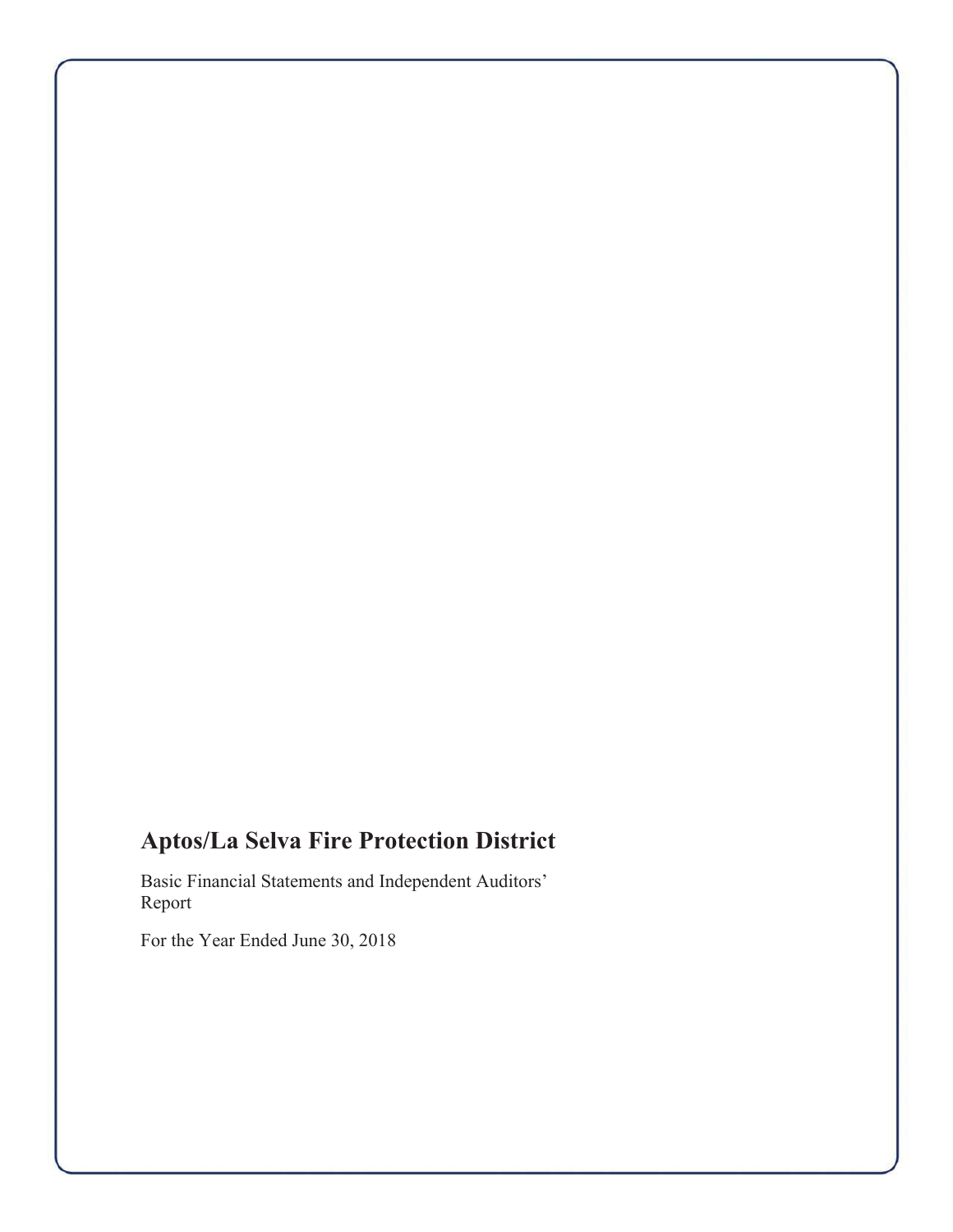# Aptos/La Selva Fire Protection District

Basic Financial Statements and Independent Auditors' Report

For the Year Ended June 30, 2018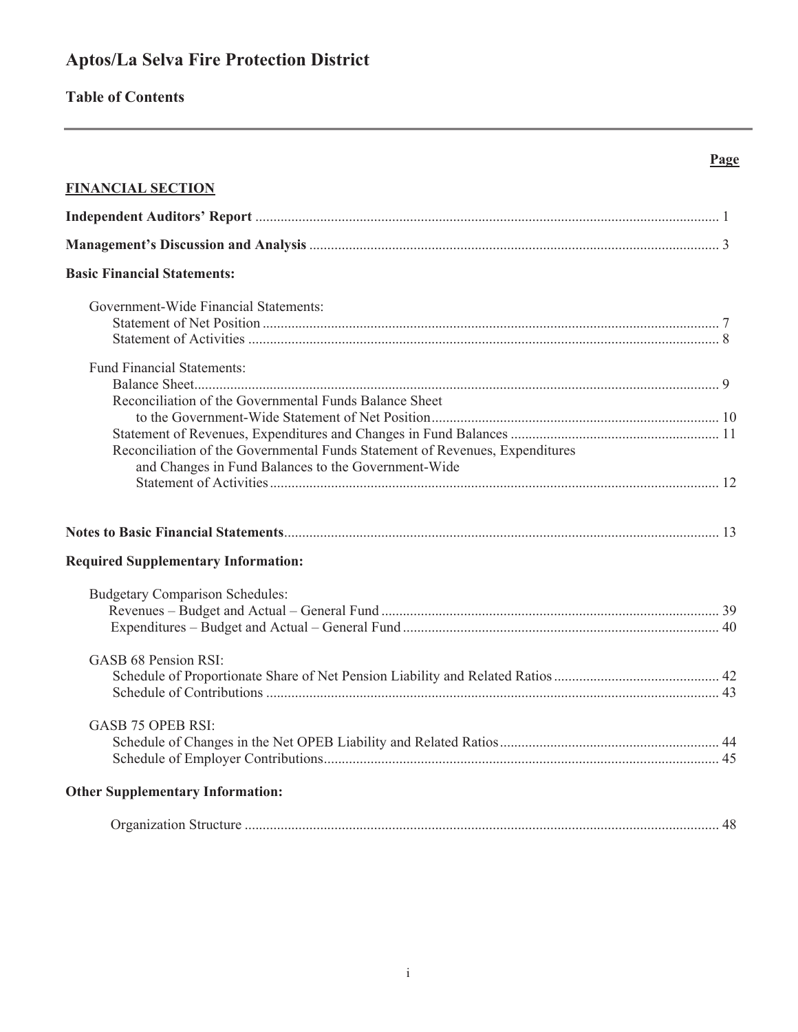# Aptos/La Selva Fire Protection District

## Table of Contents

| | Page |
|---|---|
| **FINANCIAL SECTION** | |
| **Independent Auditors' Report** | 1 |
| **Management's Discussion and Analysis** | 3 |
| **Basic Financial Statements:** | |
| Government-Wide Financial Statements: | |
| Statement of Net Position | 7 |
| Statement of Activities | 8 |
| Fund Financial Statements: | |
| Balance Sheet | 9 |
| Reconciliation of the Governmental Funds Balance Sheet to the Government-Wide Statement of Net Position | 10 |
| Statement of Revenues, Expenditures and Changes in Fund Balances | 11 |
| Reconciliation of the Governmental Funds Statement of Revenues, Expenditures and Changes in Fund Balances to the Government-Wide Statement of Activities | 12 |
| **Notes to Basic Financial Statements** | 13 |
| **Required Supplementary Information:** | |
| Budgetary Comparison Schedules: | |
| Revenues – Budget and Actual – General Fund | 39 |
| Expenditures – Budget and Actual – General Fund | 40 |
| GASB 68 Pension RSI: | |
| Schedule of Proportionate Share of Net Pension Liability and Related Ratios | 42 |
| Schedule of Contributions | 43 |
| GASB 75 OPEB RSI: | |
| Schedule of Changes in the Net OPEB Liability and Related Ratios | 44 |
| Schedule of Employer Contributions | 45 |
| **Other Supplementary Information:** | |
| Organization Structure | 48 |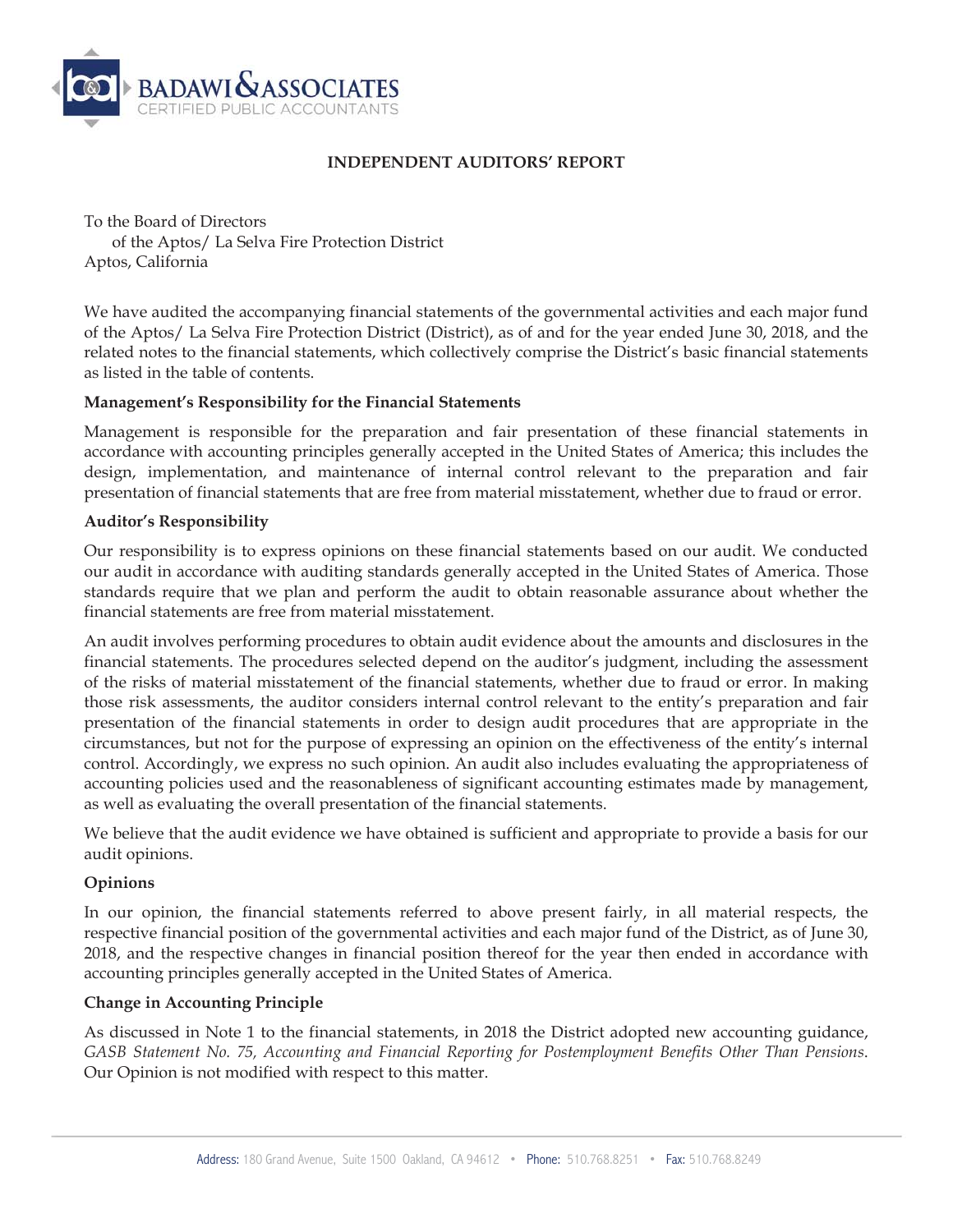BADAWI & ASSOCIATES
CERTIFIED PUBLIC ACCOUNTANTS

# INDEPENDENT AUDITORS' REPORT

To the Board of Directors
of the Aptos/ La Selva Fire Protection District
Aptos, California

We have audited the accompanying financial statements of the governmental activities and each major fund of the Aptos/ La Selva Fire Protection District (District), as of and for the year ended June 30, 2018, and the related notes to the financial statements, which collectively comprise the District's basic financial statements as listed in the table of contents.

**Management's Responsibility for the Financial Statements**

Management is responsible for the preparation and fair presentation of these financial statements in accordance with accounting principles generally accepted in the United States of America; this includes the design, implementation, and maintenance of internal control relevant to the preparation and fair presentation of financial statements that are free from material misstatement, whether due to fraud or error.

**Auditor's Responsibility**

Our responsibility is to express opinions on these financial statements based on our audit. We conducted our audit in accordance with auditing standards generally accepted in the United States of America. Those standards require that we plan and perform the audit to obtain reasonable assurance about whether the financial statements are free from material misstatement.

An audit involves performing procedures to obtain audit evidence about the amounts and disclosures in the financial statements. The procedures selected depend on the auditor's judgment, including the assessment of the risks of material misstatement of the financial statements, whether due to fraud or error. In making those risk assessments, the auditor considers internal control relevant to the entity's preparation and fair presentation of the financial statements in order to design audit procedures that are appropriate in the circumstances, but not for the purpose of expressing an opinion on the effectiveness of the entity's internal control. Accordingly, we express no such opinion. An audit also includes evaluating the appropriateness of accounting policies used and the reasonableness of significant accounting estimates made by management, as well as evaluating the overall presentation of the financial statements.

We believe that the audit evidence we have obtained is sufficient and appropriate to provide a basis for our audit opinions.

**Opinions**

In our opinion, the financial statements referred to above present fairly, in all material respects, the respective financial position of the governmental activities and each major fund of the District, as of June 30, 2018, and the respective changes in financial position thereof for the year then ended in accordance with accounting principles generally accepted in the United States of America.

**Change in Accounting Principle**

As discussed in Note 1 to the financial statements, in 2018 the District adopted new accounting guidance, *GASB Statement No. 75, Accounting and Financial Reporting for Postemployment Benefits Other Than Pensions*. Our Opinion is not modified with respect to this matter.

Address: 180 Grand Avenue, Suite 1500 Oakland, CA 94612 • Phone: 510.768.8251 • Fax: 510.768.8249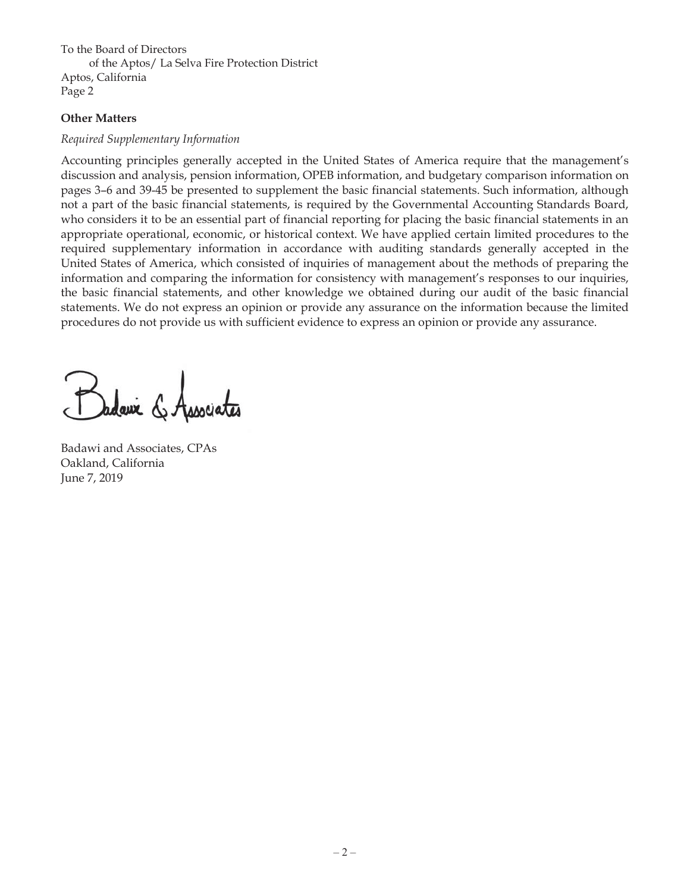To the Board of Directors
of the Aptos/ La Selva Fire Protection District
Aptos, California
Page 2

**Other Matters**

*Required Supplementary Information*

Accounting principles generally accepted in the United States of America require that the management's discussion and analysis, pension information, OPEB information, and budgetary comparison information on pages 3–6 and 39-45 be presented to supplement the basic financial statements. Such information, although not a part of the basic financial statements, is required by the Governmental Accounting Standards Board, who considers it to be an essential part of financial reporting for placing the basic financial statements in an appropriate operational, economic, or historical context. We have applied certain limited procedures to the required supplementary information in accordance with auditing standards generally accepted in the United States of America, which consisted of inquiries of management about the methods of preparing the information and comparing the information for consistency with management's responses to our inquiries, the basic financial statements, and other knowledge we obtained during our audit of the basic financial statements. We do not express an opinion or provide any assurance on the information because the limited procedures do not provide us with sufficient evidence to express an opinion or provide any assurance.

Badawi & Associates

Badawi and Associates, CPAs
Oakland, California
June 7, 2019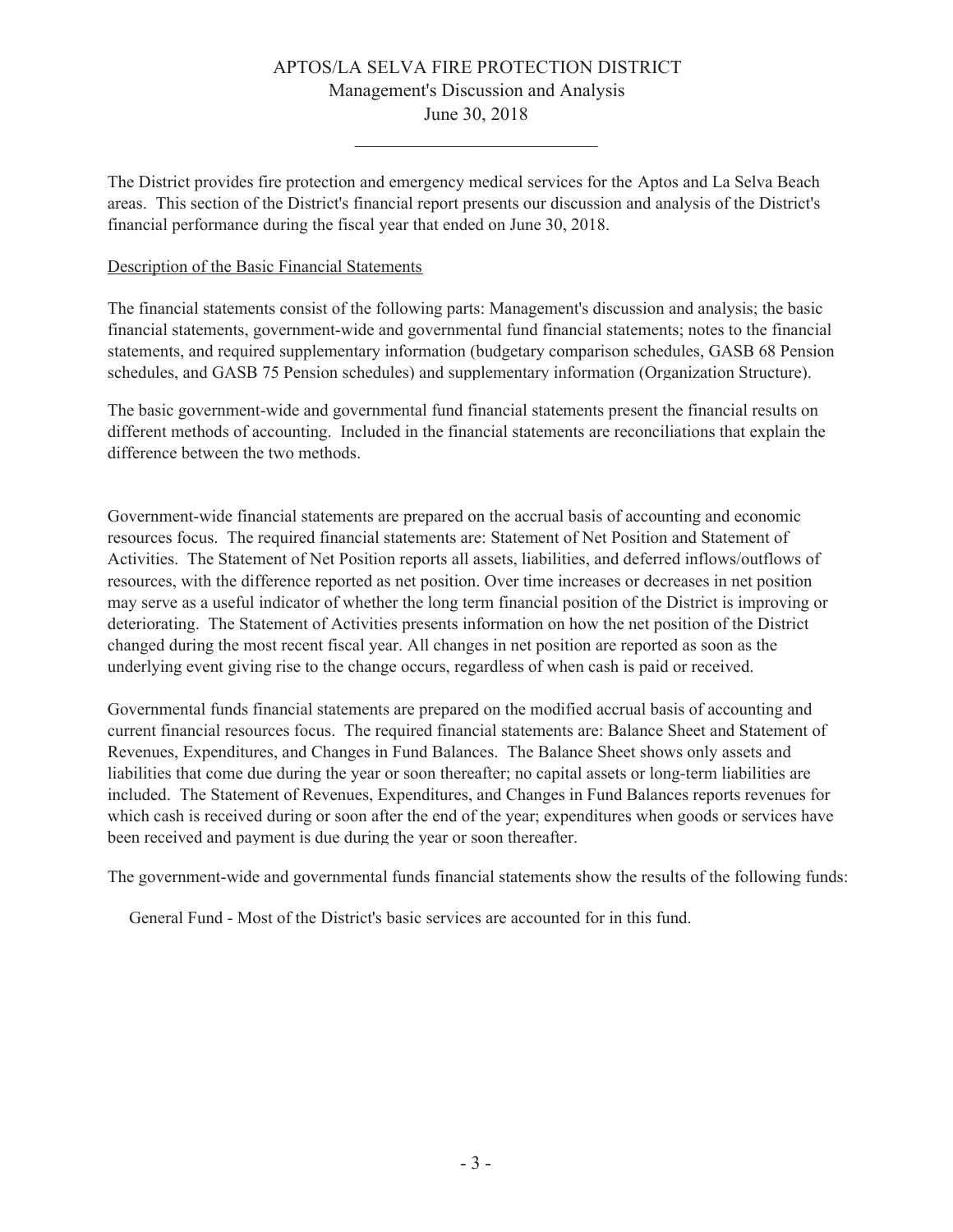# APTOS/LA SELVA FIRE PROTECTION DISTRICT

## Management's Discussion and Analysis

## June 30, 2018

The District provides fire protection and emergency medical services for the Aptos and La Selva Beach areas. This section of the District's financial report presents our discussion and analysis of the District's financial performance during the fiscal year that ended on June 30, 2018.

### Description of the Basic Financial Statements

The financial statements consist of the following parts: Management's discussion and analysis; the basic financial statements, government-wide and governmental fund financial statements; notes to the financial statements, and required supplementary information (budgetary comparison schedules, GASB 68 Pension schedules, and GASB 75 Pension schedules) and supplementary information (Organization Structure).

The basic government-wide and governmental fund financial statements present the financial results on different methods of accounting. Included in the financial statements are reconciliations that explain the difference between the two methods.

Government-wide financial statements are prepared on the accrual basis of accounting and economic resources focus. The required financial statements are: Statement of Net Position and Statement of Activities. The Statement of Net Position reports all assets, liabilities, and deferred inflows/outflows of resources, with the difference reported as net position. Over time increases or decreases in net position may serve as a useful indicator of whether the long term financial position of the District is improving or deteriorating. The Statement of Activities presents information on how the net position of the District changed during the most recent fiscal year. All changes in net position are reported as soon as the underlying event giving rise to the change occurs, regardless of when cash is paid or received.

Governmental funds financial statements are prepared on the modified accrual basis of accounting and current financial resources focus. The required financial statements are: Balance Sheet and Statement of Revenues, Expenditures, and Changes in Fund Balances. The Balance Sheet shows only assets and liabilities that come due during the year or soon thereafter; no capital assets or long-term liabilities are included. The Statement of Revenues, Expenditures, and Changes in Fund Balances reports revenues for which cash is received during or soon after the end of the year; expenditures when goods or services have been received and payment is due during the year or soon thereafter.

The government-wide and governmental funds financial statements show the results of the following funds:

General Fund - Most of the District's basic services are accounted for in this fund.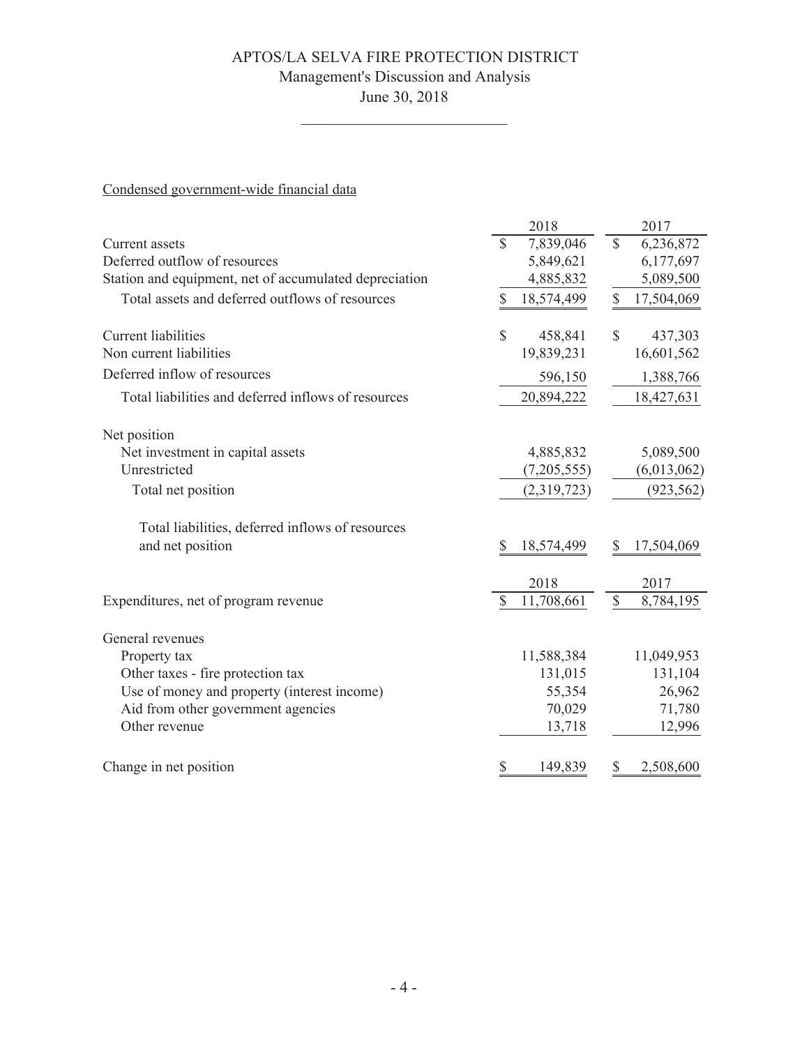APTOS/LA SELVA FIRE PROTECTION DISTRICT
Management's Discussion and Analysis
June 30, 2018

Condensed government-wide financial data

| | 2018 | 2017 |
|---|---|---|
| Current assets | $ 7,839,046 | $ 6,236,872 |
| Deferred outflow of resources | 5,849,621 | 6,177,697 |
| Station and equipment, net of accumulated depreciation | 4,885,832 | 5,089,500 |
| Total assets and deferred outflows of resources | $ 18,574,499 | $ 17,504,069 |
| | | |
| Current liabilities | $ 458,841 | $ 437,303 |
| Non current liabilities | 19,839,231 | 16,601,562 |
| Deferred inflow of resources | 596,150 | 1,388,766 |
| Total liabilities and deferred inflows of resources | 20,894,222 | 18,427,631 |
| | | |
| Net position | | |
| Net investment in capital assets | 4,885,832 | 5,089,500 |
| Unrestricted | (7,205,555) | (6,013,062) |
| Total net position | (2,319,723) | (923,562) |
| | | |
| Total liabilities, deferred inflows of resources and net position | $ 18,574,499 | $ 17,504,069 |

| | 2018 | 2017 |
|---|---|---|
| Expenditures, net of program revenue | $ 11,708,661 | $ 8,784,195 |
| | | |
| General revenues | | |
| Property tax | 11,588,384 | 11,049,953 |
| Other taxes - fire protection tax | 131,015 | 131,104 |
| Use of money and property (interest income) | 55,354 | 26,962 |
| Aid from other government agencies | 70,029 | 71,780 |
| Other revenue | 13,718 | 12,996 |
| | | |
| Change in net position | $ 149,839 | $ 2,508,600 |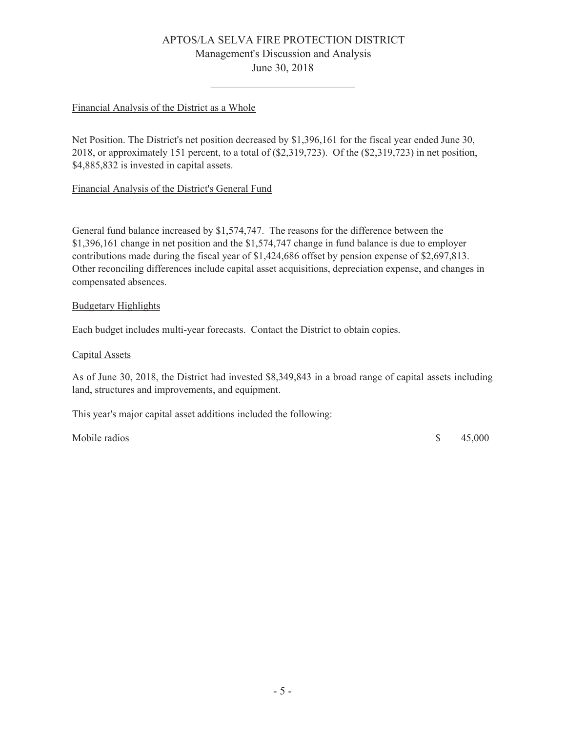## Financial Analysis of the District as a Whole

Net Position. The District's net position decreased by $1,396,161 for the fiscal year ended June 30, 2018, or approximately 151 percent, to a total of ($2,319,723). Of the ($2,319,723) in net position, $4,885,832 is invested in capital assets.

## Financial Analysis of the District's General Fund

General fund balance increased by $1,574,747. The reasons for the difference between the $1,396,161 change in net position and the $1,574,747 change in fund balance is due to employer contributions made during the fiscal year of $1,424,686 offset by pension expense of $2,697,813. Other reconciling differences include capital asset acquisitions, depreciation expense, and changes in compensated absences.

## Budgetary Highlights

Each budget includes multi-year forecasts. Contact the District to obtain copies.

## Capital Assets

As of June 30, 2018, the District had invested $8,349,843 in a broad range of capital assets including land, structures and improvements, and equipment.

This year's major capital asset additions included the following:

| | |
|---|---|
| Mobile radios | $ 45,000 |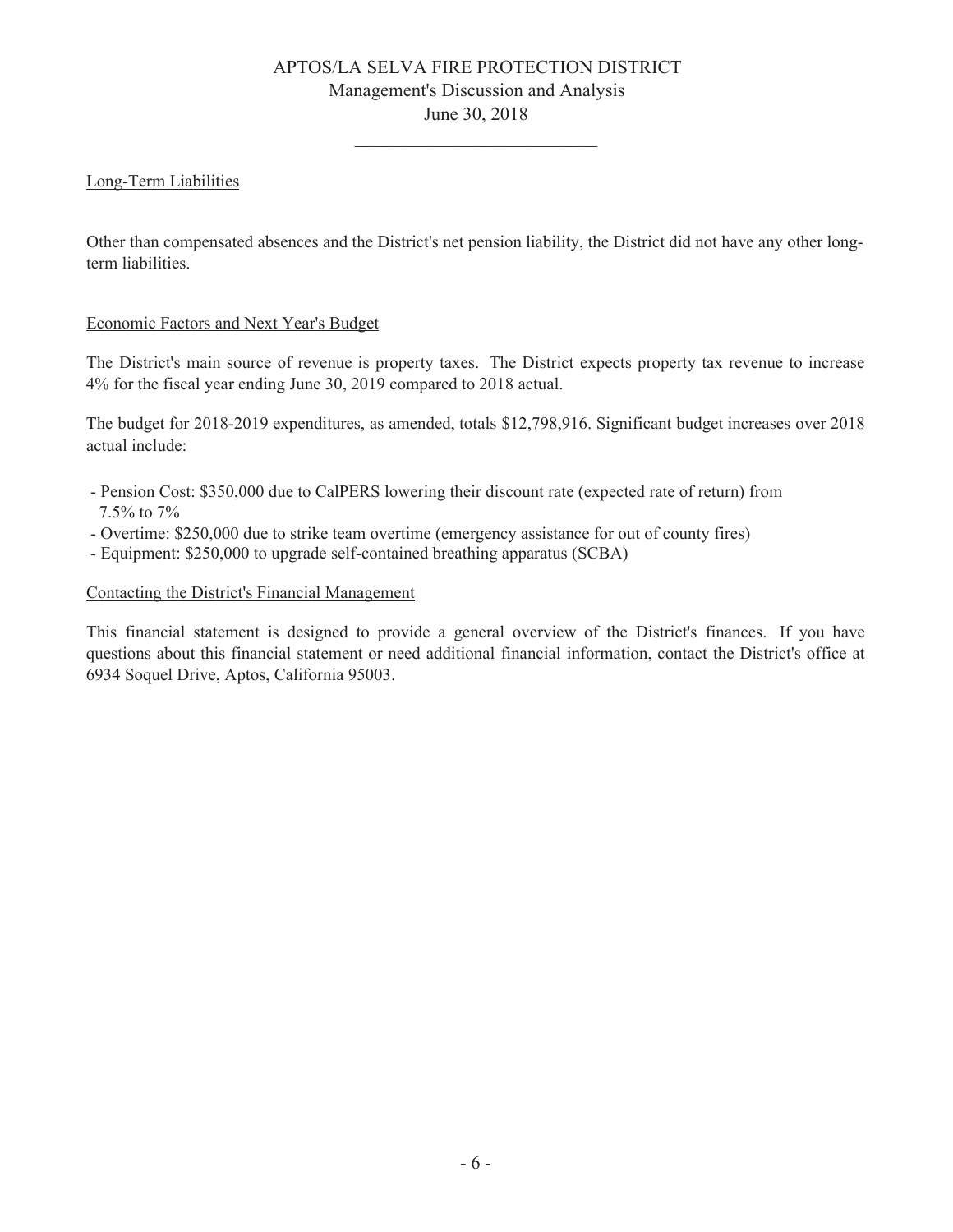## Long-Term Liabilities

Other than compensated absences and the District's net pension liability, the District did not have any other long-term liabilities.

## Economic Factors and Next Year's Budget

The District's main source of revenue is property taxes. The District expects property tax revenue to increase 4% for the fiscal year ending June 30, 2019 compared to 2018 actual.

The budget for 2018-2019 expenditures, as amended, totals $12,798,916. Significant budget increases over 2018 actual include:

- Pension Cost: $350,000 due to CalPERS lowering their discount rate (expected rate of return) from 7.5% to 7%
- Overtime: $250,000 due to strike team overtime (emergency assistance for out of county fires)
- Equipment: $250,000 to upgrade self-contained breathing apparatus (SCBA)

## Contacting the District's Financial Management

This financial statement is designed to provide a general overview of the District's finances. If you have questions about this financial statement or need additional financial information, contact the District's office at 6934 Soquel Drive, Aptos, California 95003.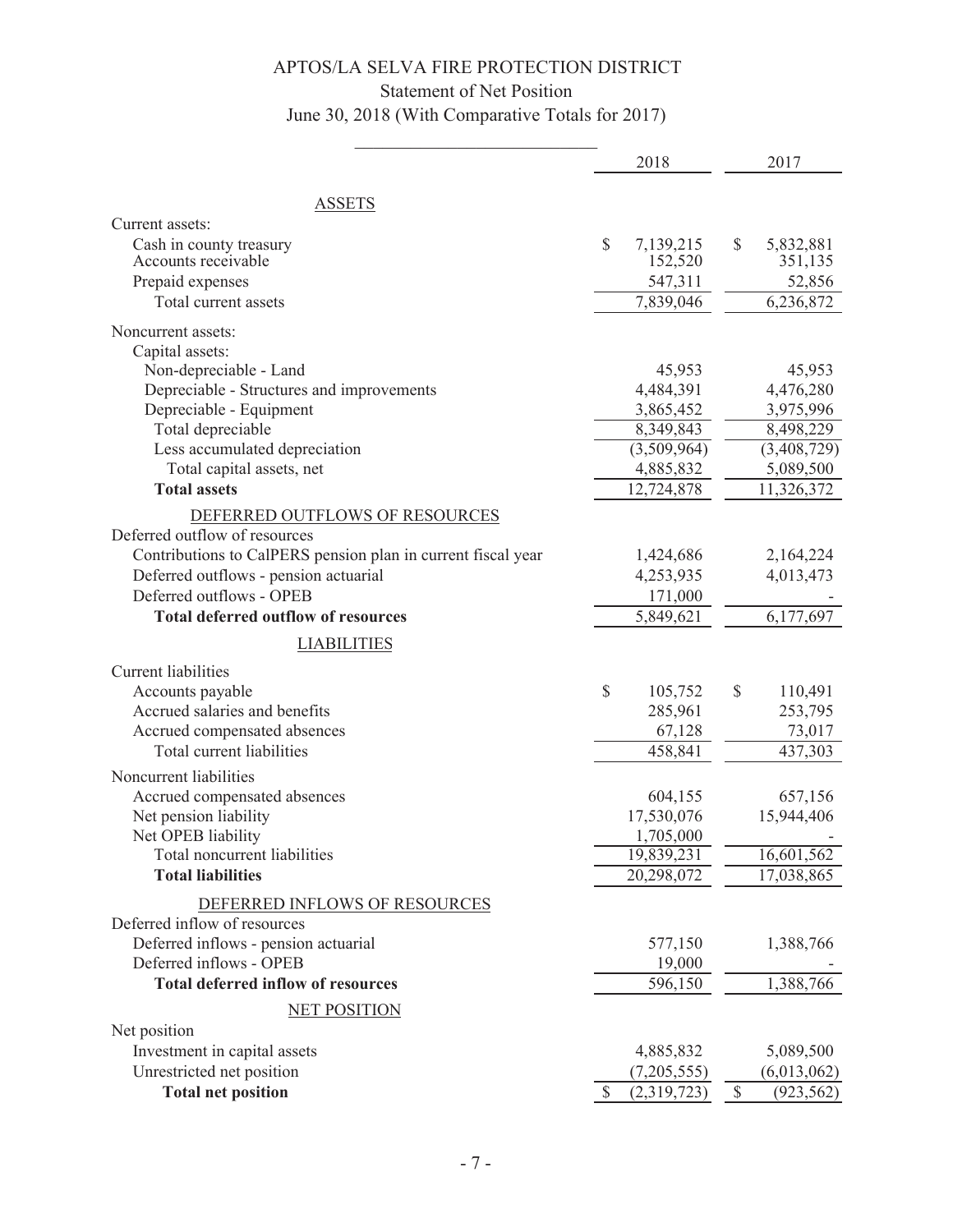# APTOS/LA SELVA FIRE PROTECTION DISTRICT

## Statement of Net Position

### June 30, 2018 (With Comparative Totals for 2017)

| | 2018 | 2017 |
|---|---|---|
| **ASSETS** | | |
| Current assets: | | |
| Cash in county treasury | $ 7,139,215 | $ 5,832,881 |
| Accounts receivable | 152,520 | 351,135 |
| Prepaid expenses | 547,311 | 52,856 |
| Total current assets | 7,839,046 | 6,236,872 |
| Noncurrent assets: | | |
| Capital assets: | | |
| Non-depreciable - Land | 45,953 | 45,953 |
| Depreciable - Structures and improvements | 4,484,391 | 4,476,280 |
| Depreciable - Equipment | 3,865,452 | 3,975,996 |
| Total depreciable | 8,349,843 | 8,498,229 |
| Less accumulated depreciation | (3,509,964) | (3,408,729) |
| Total capital assets, net | 4,885,832 | 5,089,500 |
| **Total assets** | 12,724,878 | 11,326,372 |
| **DEFERRED OUTFLOWS OF RESOURCES** | | |
| Deferred outflow of resources | | |
| Contributions to CalPERS pension plan in current fiscal year | 1,424,686 | 2,164,224 |
| Deferred outflows - pension actuarial | 4,253,935 | 4,013,473 |
| Deferred outflows - OPEB | 171,000 | - |
| **Total deferred outflow of resources** | 5,849,621 | 6,177,697 |
| **LIABILITIES** | | |
| Current liabilities | | |
| Accounts payable | $ 105,752 | $ 110,491 |
| Accrued salaries and benefits | 285,961 | 253,795 |
| Accrued compensated absences | 67,128 | 73,017 |
| Total current liabilities | 458,841 | 437,303 |
| Noncurrent liabilities | | |
| Accrued compensated absences | 604,155 | 657,156 |
| Net pension liability | 17,530,076 | 15,944,406 |
| Net OPEB liability | 1,705,000 | - |
| Total noncurrent liabilities | 19,839,231 | 16,601,562 |
| **Total liabilities** | 20,298,072 | 17,038,865 |
| **DEFERRED INFLOWS OF RESOURCES** | | |
| Deferred inflow of resources | | |
| Deferred inflows - pension actuarial | 577,150 | 1,388,766 |
| Deferred inflows - OPEB | 19,000 | - |
| **Total deferred inflow of resources** | 596,150 | 1,388,766 |
| **NET POSITION** | | |
| Net position | | |
| Investment in capital assets | 4,885,832 | 5,089,500 |
| Unrestricted net position | (7,205,555) | (6,013,062) |
| **Total net position** | $ (2,319,723) | $ (923,562) |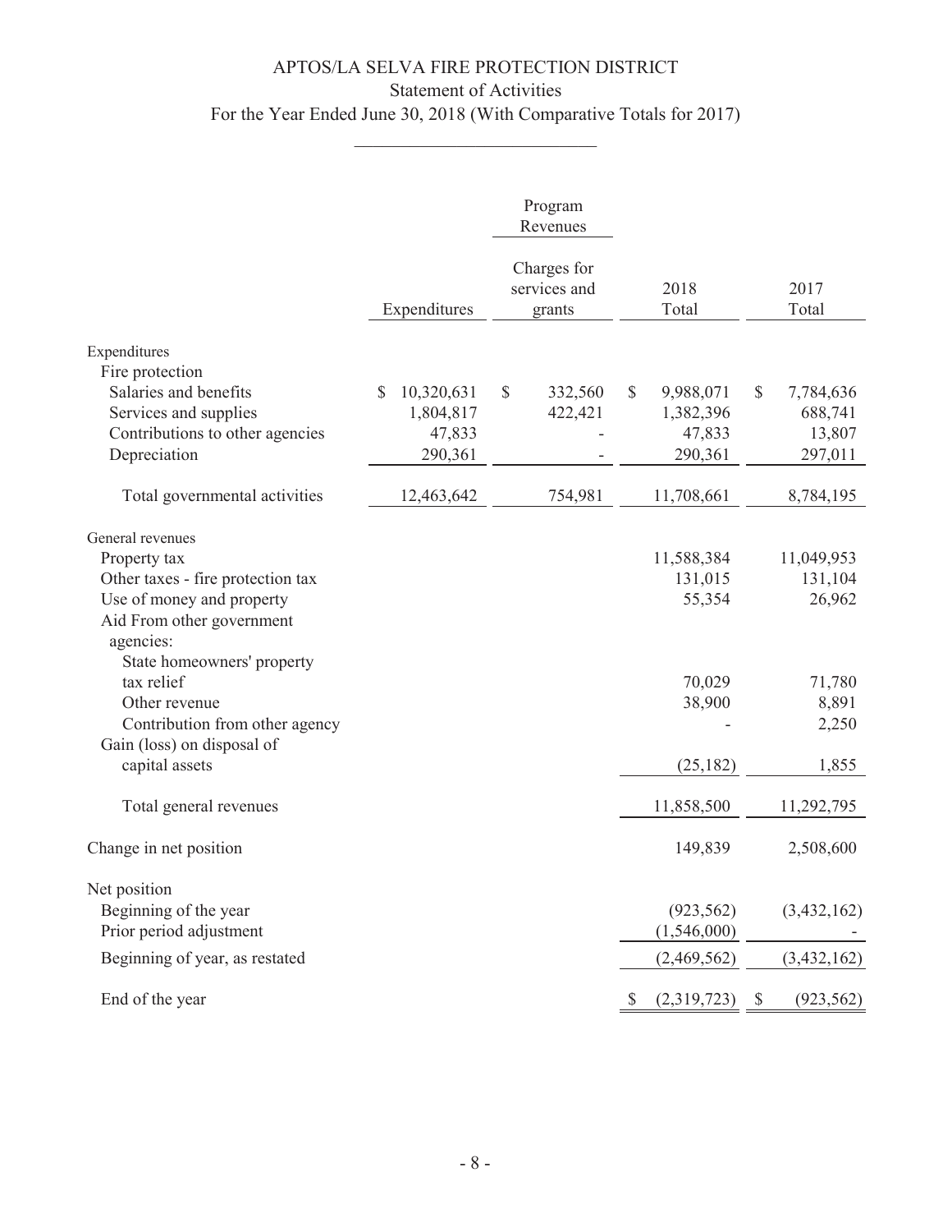# APTOS/LA SELVA FIRE PROTECTION DISTRICT

## Statement of Activities

### For the Year Ended June 30, 2018 (With Comparative Totals for 2017)

| | | Program Revenues | | |
|---|---|---|---|---|
| | Expenditures | Charges for services and grants | 2018 Total | 2017 Total |
| Expenditures | | | | |
| Fire protection | | | | |
| Salaries and benefits | $ 10,320,631 | $ 332,560 | $ 9,988,071 | $ 7,784,636 |
| Services and supplies | 1,804,817 | 422,421 | 1,382,396 | 688,741 |
| Contributions to other agencies | 47,833 | - | 47,833 | 13,807 |
| Depreciation | 290,361 | - | 290,361 | 297,011 |
| Total governmental activities | 12,463,642 | 754,981 | 11,708,661 | 8,784,195 |
| General revenues | | | | |
| Property tax | | | 11,588,384 | 11,049,953 |
| Other taxes - fire protection tax | | | 131,015 | 131,104 |
| Use of money and property | | | 55,354 | 26,962 |
| Aid From other government agencies: | | | | |
| State homeowners' property tax relief | | | 70,029 | 71,780 |
| Other revenue | | | 38,900 | 8,891 |
| Contribution from other agency | | | - | 2,250 |
| Gain (loss) on disposal of capital assets | | | (25,182) | 1,855 |
| Total general revenues | | | 11,858,500 | 11,292,795 |
| Change in net position | | | 149,839 | 2,508,600 |
| Net position | | | | |
| Beginning of the year | | | (923,562) | (3,432,162) |
| Prior period adjustment | | | (1,546,000) | - |
| Beginning of year, as restated | | | (2,469,562) | (3,432,162) |
| End of the year | | | $ (2,319,723) | $ (923,562) |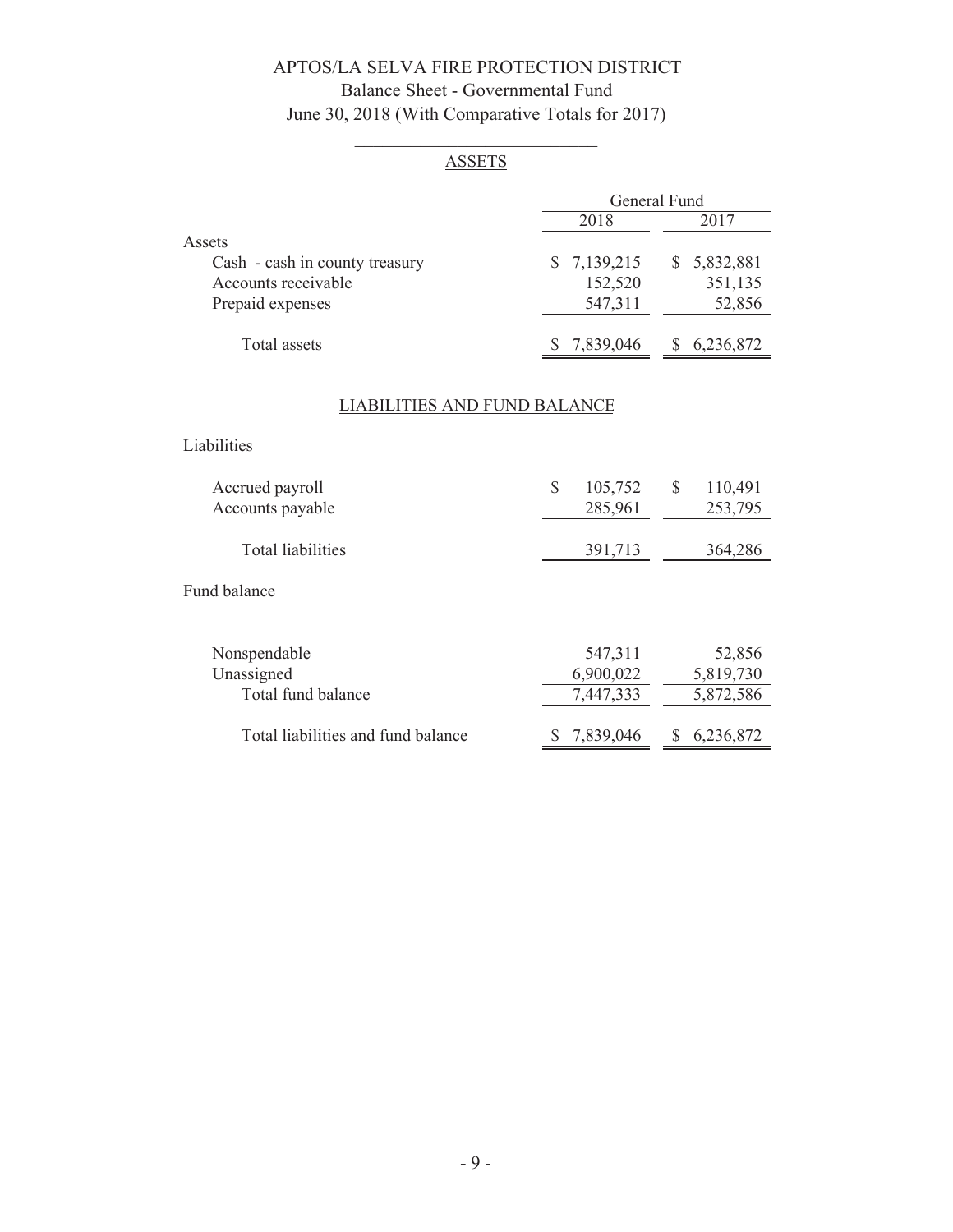# APTOS/LA SELVA FIRE PROTECTION DISTRICT

## Balance Sheet - Governmental Fund

### June 30, 2018 (With Comparative Totals for 2017)

#### ASSETS

| | General Fund | |
|---|---|---|
| | 2018 | 2017 |
| **Assets** | | |
| Cash - cash in county treasury | $ 7,139,215 | $ 5,832,881 |
| Accounts receivable | 152,520 | 351,135 |
| Prepaid expenses | 547,311 | 52,856 |
| Total assets | $ 7,839,046 | $ 6,236,872 |

#### LIABILITIES AND FUND BALANCE

| | 2018 | 2017 |
|---|---|---|
| **Liabilities** | | |
| Accrued payroll | $ 105,752 | $ 110,491 |
| Accounts payable | 285,961 | 253,795 |
| Total liabilities | 391,713 | 364,286 |
| **Fund balance** | | |
| Nonspendable | 547,311 | 52,856 |
| Unassigned | 6,900,022 | 5,819,730 |
| Total fund balance | 7,447,333 | 5,872,586 |
| Total liabilities and fund balance | $ 7,839,046 | $ 6,236,872 |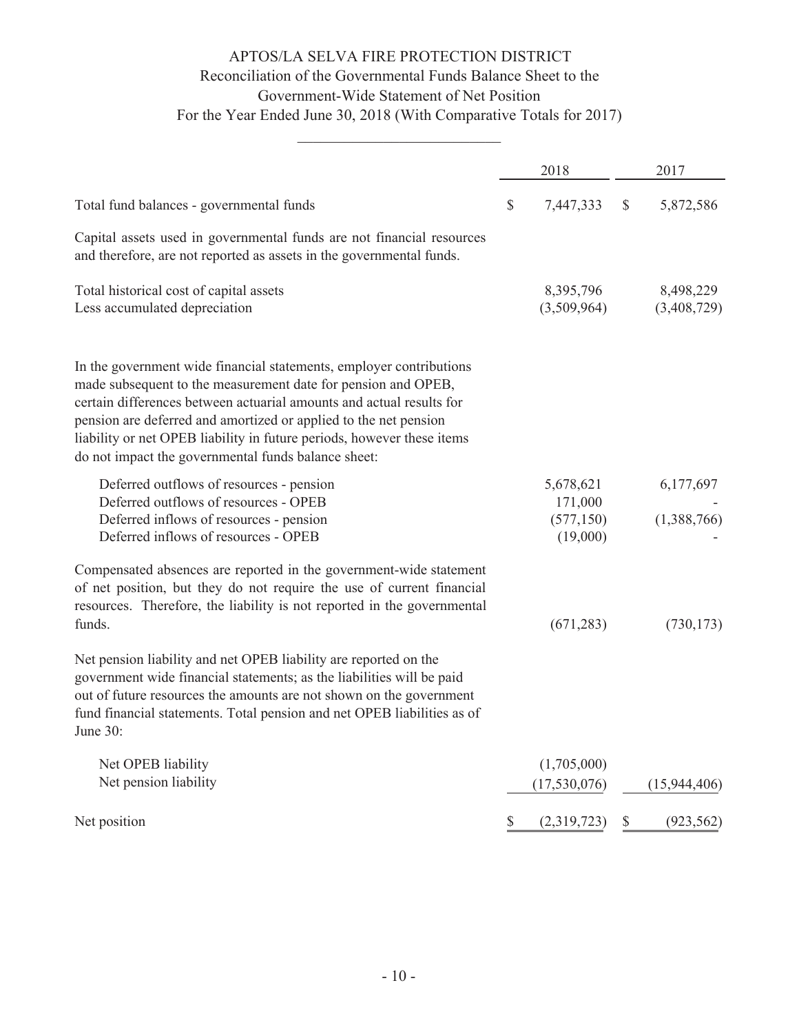# APTOS/LA SELVA FIRE PROTECTION DISTRICT

## Reconciliation of the Governmental Funds Balance Sheet to the Government-Wide Statement of Net Position

### For the Year Ended June 30, 2018 (With Comparative Totals for 2017)

| | 2018 | 2017 |
|---|---|---|
| Total fund balances - governmental funds | $ 7,447,333 | $ 5,872,586 |
| Capital assets used in governmental funds are not financial resources and therefore, are not reported as assets in the governmental funds. | | |
| Total historical cost of capital assets | 8,395,796 | 8,498,229 |
| Less accumulated depreciation | (3,509,964) | (3,408,729) |
| In the government wide financial statements, employer contributions made subsequent to the measurement date for pension and OPEB, certain differences between actuarial amounts and actual results for pension are deferred and amortized or applied to the net pension liability or net OPEB liability in future periods, however these items do not impact the governmental funds balance sheet: | | |
| Deferred outflows of resources - pension | 5,678,621 | 6,177,697 |
| Deferred outflows of resources - OPEB | 171,000 | - |
| Deferred inflows of resources - pension | (577,150) | (1,388,766) |
| Deferred inflows of resources - OPEB | (19,000) | - |
| Compensated absences are reported in the government-wide statement of net position, but they do not require the use of current financial resources. Therefore, the liability is not reported in the governmental funds. | (671,283) | (730,173) |
| Net pension liability and net OPEB liability are reported on the government wide financial statements; as the liabilities will be paid out of future resources the amounts are not shown on the government fund financial statements. Total pension and net OPEB liabilities as of June 30: | | |
| Net OPEB liability | (1,705,000) | |
| Net pension liability | (17,530,076) | (15,944,406) |
| Net position | $ (2,319,723) | $ (923,562) |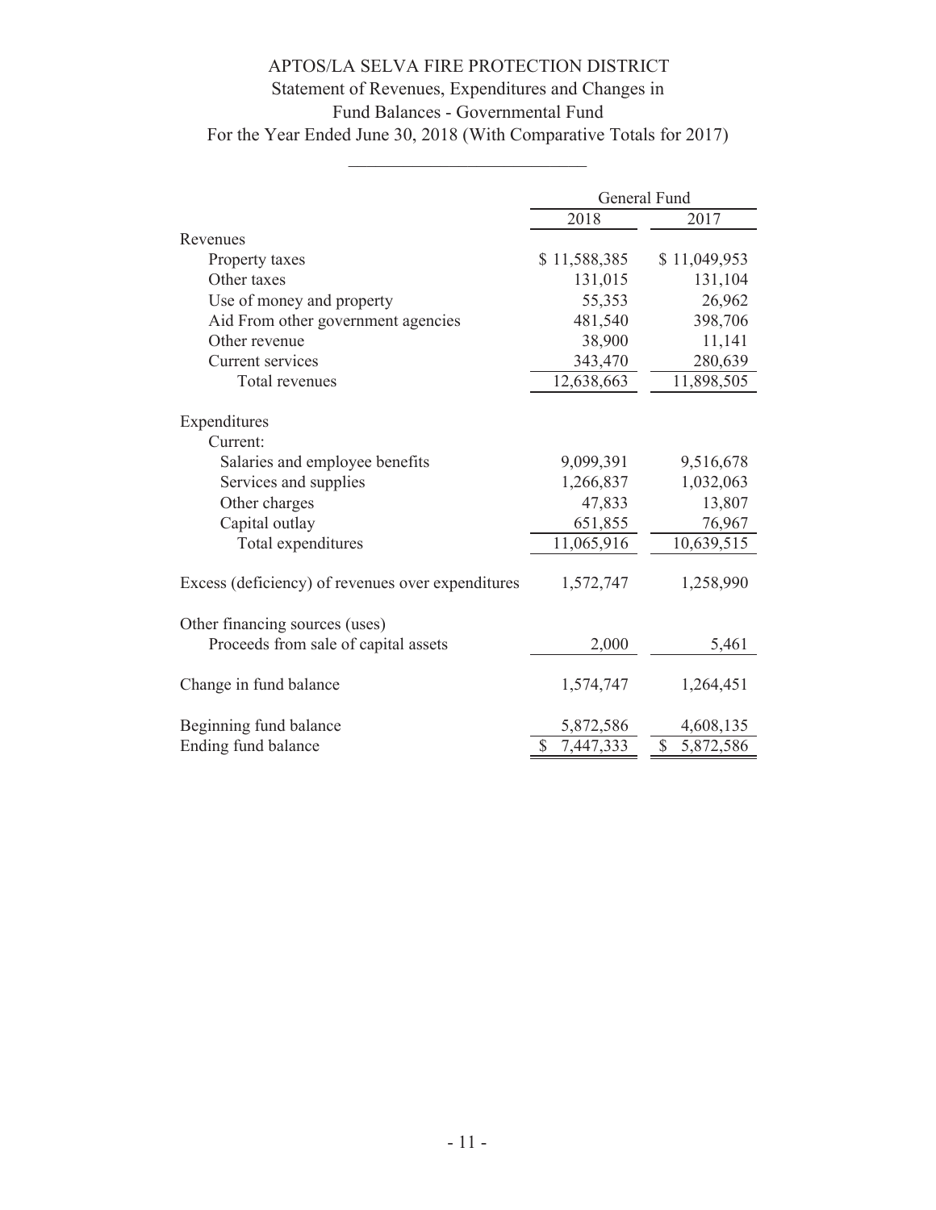# APTOS/LA SELVA FIRE PROTECTION DISTRICT

## Statement of Revenues, Expenditures and Changes in Fund Balances - Governmental Fund

### For the Year Ended June 30, 2018 (With Comparative Totals for 2017)

| | General Fund | |
|---|---|---|
| | 2018 | 2017 |
| Revenues | | |
| Property taxes | $ 11,588,385 | $ 11,049,953 |
| Other taxes | 131,015 | 131,104 |
| Use of money and property | 55,353 | 26,962 |
| Aid From other government agencies | 481,540 | 398,706 |
| Other revenue | 38,900 | 11,141 |
| Current services | 343,470 | 280,639 |
| Total revenues | 12,638,663 | 11,898,505 |
| Expenditures | | |
| Current: | | |
| Salaries and employee benefits | 9,099,391 | 9,516,678 |
| Services and supplies | 1,266,837 | 1,032,063 |
| Other charges | 47,833 | 13,807 |
| Capital outlay | 651,855 | 76,967 |
| Total expenditures | 11,065,916 | 10,639,515 |
| Excess (deficiency) of revenues over expenditures | 1,572,747 | 1,258,990 |
| Other financing sources (uses) | | |
| Proceeds from sale of capital assets | 2,000 | 5,461 |
| Change in fund balance | 1,574,747 | 1,264,451 |
| Beginning fund balance | 5,872,586 | 4,608,135 |
| Ending fund balance | $ 7,447,333 | $ 5,872,586 |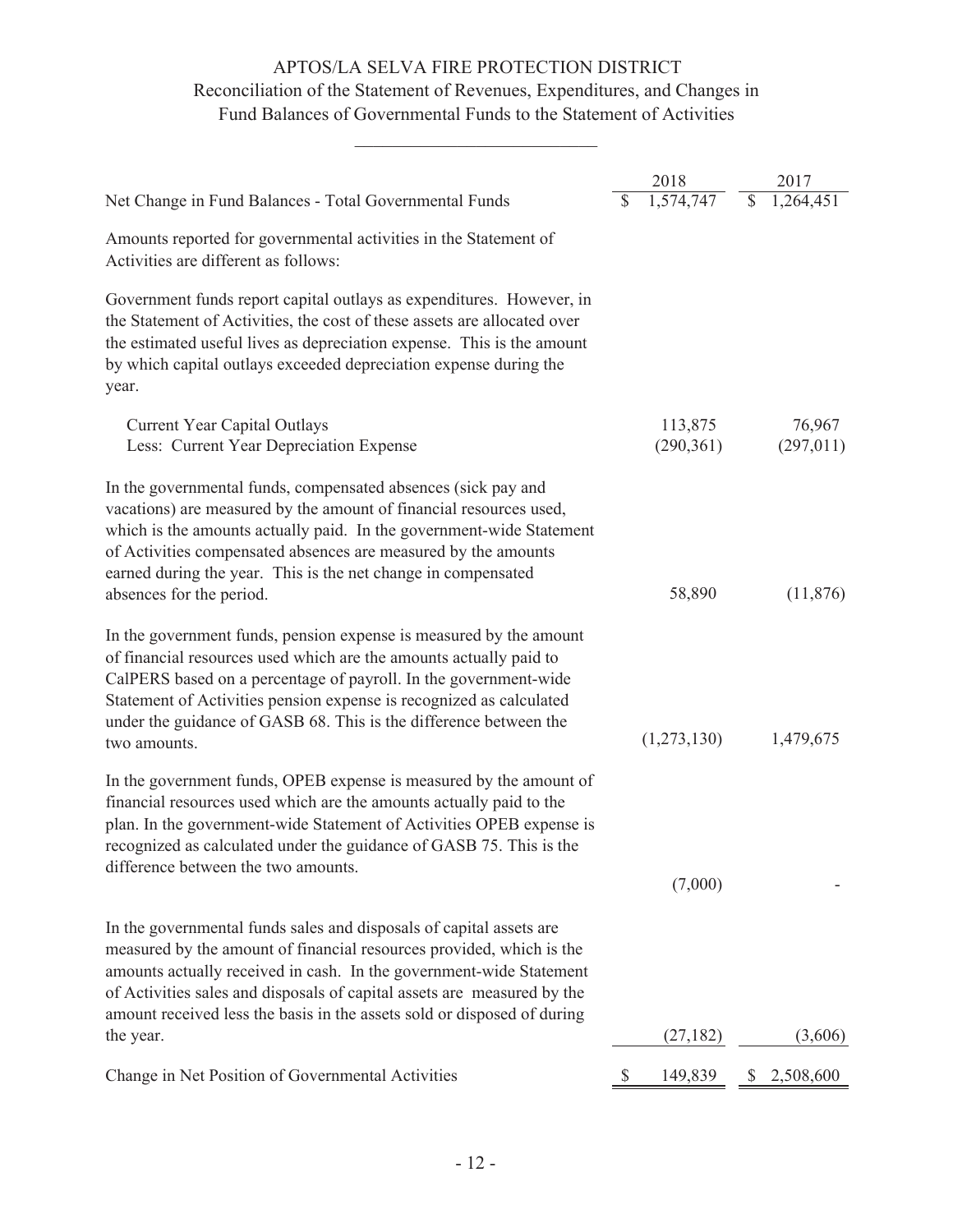# APTOS/LA SELVA FIRE PROTECTION DISTRICT

## Reconciliation of the Statement of Revenues, Expenditures, and Changes in Fund Balances of Governmental Funds to the Statement of Activities

| | 2018 | 2017 |
|---|---|---|
| Net Change in Fund Balances - Total Governmental Funds | $ 1,574,747 | $ 1,264,451 |
| Amounts reported for governmental activities in the Statement of Activities are different as follows: | | |
| Government funds report capital outlays as expenditures. However, in the Statement of Activities, the cost of these assets are allocated over the estimated useful lives as depreciation expense. This is the amount by which capital outlays exceeded depreciation expense during the year. | | |
| Current Year Capital Outlays | 113,875 | 76,967 |
| Less: Current Year Depreciation Expense | (290,361) | (297,011) |
| In the governmental funds, compensated absences (sick pay and vacations) are measured by the amount of financial resources used, which is the amounts actually paid. In the government-wide Statement of Activities compensated absences are measured by the amounts earned during the year. This is the net change in compensated absences for the period. | 58,890 | (11,876) |
| In the government funds, pension expense is measured by the amount of financial resources used which are the amounts actually paid to CalPERS based on a percentage of payroll. In the government-wide Statement of Activities pension expense is recognized as calculated under the guidance of GASB 68. This is the difference between the two amounts. | (1,273,130) | 1,479,675 |
| In the government funds, OPEB expense is measured by the amount of financial resources used which are the amounts actually paid to the plan. In the government-wide Statement of Activities OPEB expense is recognized as calculated under the guidance of GASB 75. This is the difference between the two amounts. | (7,000) | - |
| In the governmental funds sales and disposals of capital assets are measured by the amount of financial resources provided, which is the amounts actually received in cash. In the government-wide Statement of Activities sales and disposals of capital assets are measured by the amount received less the basis in the assets sold or disposed of during the year. | (27,182) | (3,606) |
| Change in Net Position of Governmental Activities | $ 149,839 | $ 2,508,600 |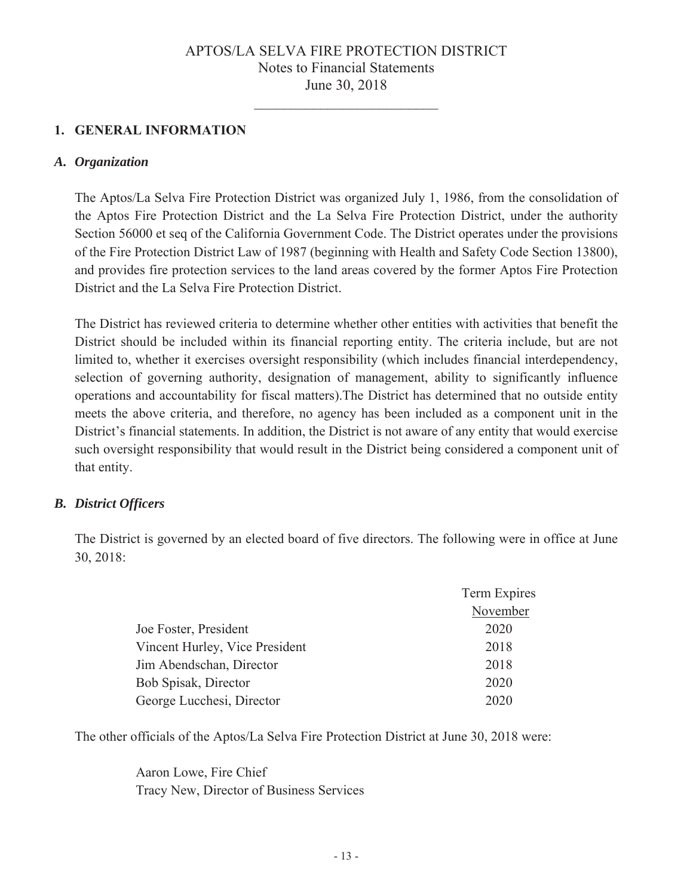# APTOS/LA SELVA FIRE PROTECTION DISTRICT
## Notes to Financial Statements
## June 30, 2018

### 1. GENERAL INFORMATION

#### *A. Organization*

The Aptos/La Selva Fire Protection District was organized July 1, 1986, from the consolidation of the Aptos Fire Protection District and the La Selva Fire Protection District, under the authority Section 56000 et seq of the California Government Code. The District operates under the provisions of the Fire Protection District Law of 1987 (beginning with Health and Safety Code Section 13800), and provides fire protection services to the land areas covered by the former Aptos Fire Protection District and the La Selva Fire Protection District.

The District has reviewed criteria to determine whether other entities with activities that benefit the District should be included within its financial reporting entity. The criteria include, but are not limited to, whether it exercises oversight responsibility (which includes financial interdependency, selection of governing authority, designation of management, ability to significantly influence operations and accountability for fiscal matters).The District has determined that no outside entity meets the above criteria, and therefore, no agency has been included as a component unit in the District's financial statements. In addition, the District is not aware of any entity that would exercise such oversight responsibility that would result in the District being considered a component unit of that entity.

#### *B. District Officers*

The District is governed by an elected board of five directors. The following were in office at June 30, 2018:

| | Term Expires November |
|---|---|
| Joe Foster, President | 2020 |
| Vincent Hurley, Vice President | 2018 |
| Jim Abendschan, Director | 2018 |
| Bob Spisak, Director | 2020 |
| George Lucchesi, Director | 2020 |

The other officials of the Aptos/La Selva Fire Protection District at June 30, 2018 were:

Aaron Lowe, Fire Chief
Tracy New, Director of Business Services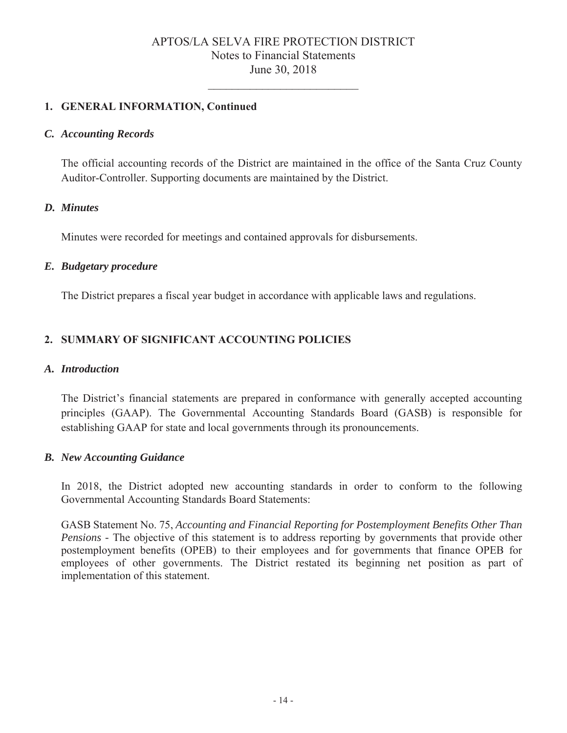## 1. GENERAL INFORMATION, Continued

### *C. Accounting Records*

The official accounting records of the District are maintained in the office of the Santa Cruz County Auditor-Controller. Supporting documents are maintained by the District.

### *D. Minutes*

Minutes were recorded for meetings and contained approvals for disbursements.

### *E. Budgetary procedure*

The District prepares a fiscal year budget in accordance with applicable laws and regulations.

## 2. SUMMARY OF SIGNIFICANT ACCOUNTING POLICIES

### *A. Introduction*

The District's financial statements are prepared in conformance with generally accepted accounting principles (GAAP). The Governmental Accounting Standards Board (GASB) is responsible for establishing GAAP for state and local governments through its pronouncements.

### *B. New Accounting Guidance*

In 2018, the District adopted new accounting standards in order to conform to the following Governmental Accounting Standards Board Statements:

GASB Statement No. 75, *Accounting and Financial Reporting for Postemployment Benefits Other Than Pensions* - The objective of this statement is to address reporting by governments that provide other postemployment benefits (OPEB) to their employees and for governments that finance OPEB for employees of other governments. The District restated its beginning net position as part of implementation of this statement.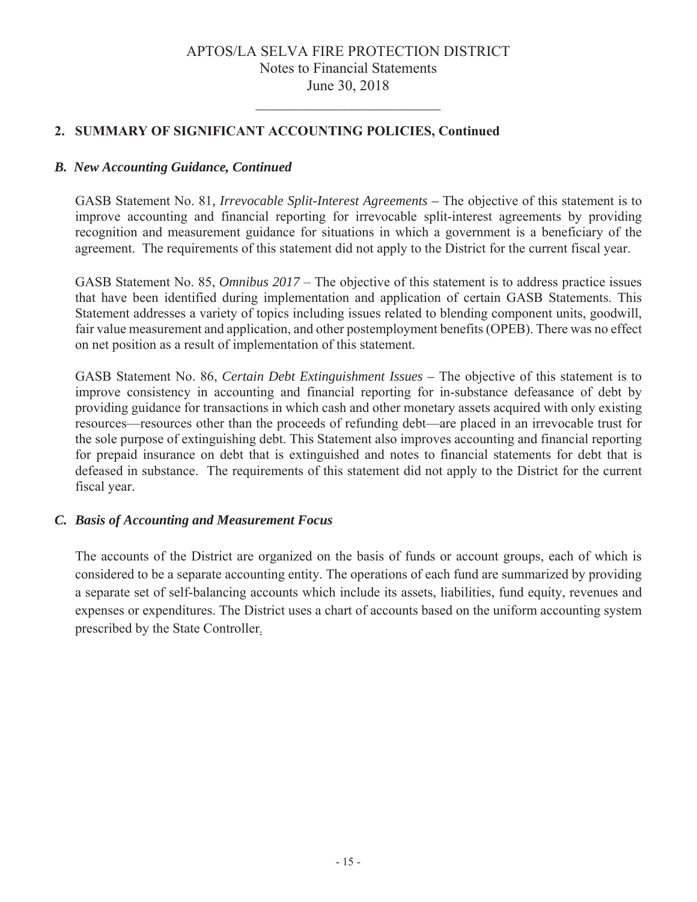## 2. SUMMARY OF SIGNIFICANT ACCOUNTING POLICIES, Continued

### *B. New Accounting Guidance, Continued*

GASB Statement No. 81, *Irrevocable Split-Interest Agreements* – The objective of this statement is to improve accounting and financial reporting for irrevocable split-interest agreements by providing recognition and measurement guidance for situations in which a government is a beneficiary of the agreement. The requirements of this statement did not apply to the District for the current fiscal year.

GASB Statement No. 85, *Omnibus 2017* – The objective of this statement is to address practice issues that have been identified during implementation and application of certain GASB Statements. This Statement addresses a variety of topics including issues related to blending component units, goodwill, fair value measurement and application, and other postemployment benefits (OPEB). There was no effect on net position as a result of implementation of this statement.

GASB Statement No. 86, *Certain Debt Extinguishment Issues* – The objective of this statement is to improve consistency in accounting and financial reporting for in-substance defeasance of debt by providing guidance for transactions in which cash and other monetary assets acquired with only existing resources—resources other than the proceeds of refunding debt—are placed in an irrevocable trust for the sole purpose of extinguishing debt. This Statement also improves accounting and financial reporting for prepaid insurance on debt that is extinguished and notes to financial statements for debt that is defeased in substance. The requirements of this statement did not apply to the District for the current fiscal year.

### *C. Basis of Accounting and Measurement Focus*

The accounts of the District are organized on the basis of funds or account groups, each of which is considered to be a separate accounting entity. The operations of each fund are summarized by providing a separate set of self-balancing accounts which include its assets, liabilities, fund equity, revenues and expenses or expenditures. The District uses a chart of accounts based on the uniform accounting system prescribed by the State Controller.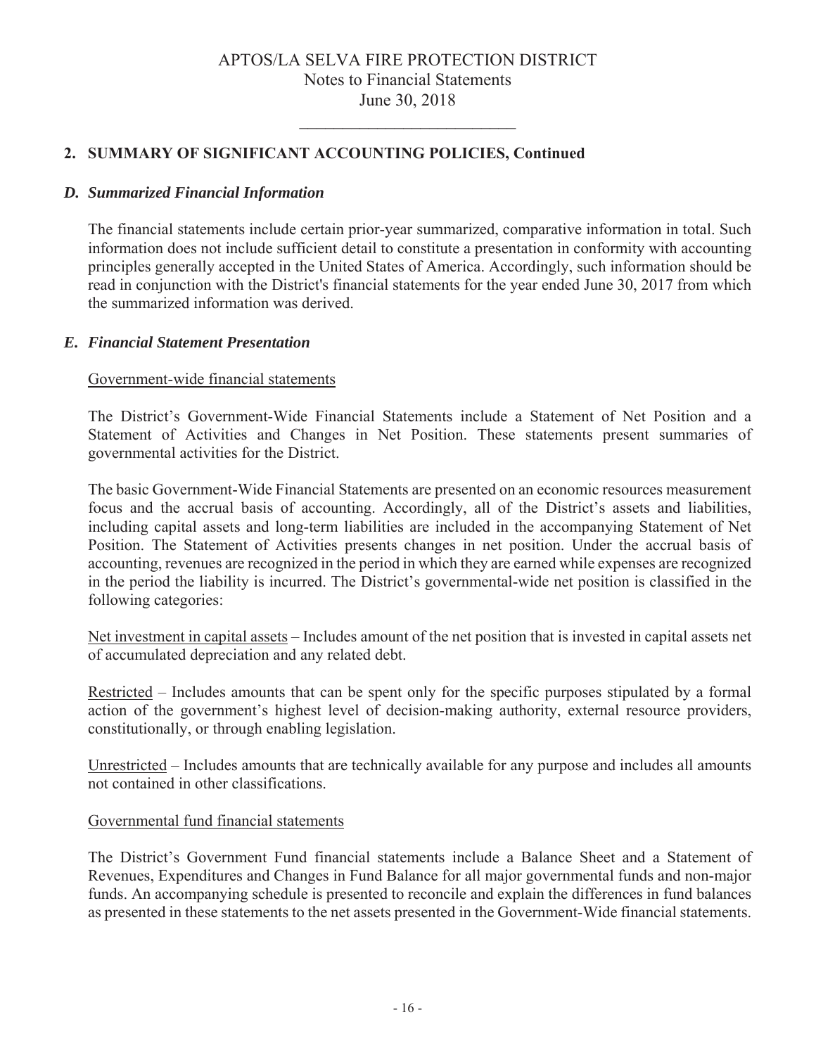## 2. SUMMARY OF SIGNIFICANT ACCOUNTING POLICIES, Continued

### *D. Summarized Financial Information*

The financial statements include certain prior-year summarized, comparative information in total. Such information does not include sufficient detail to constitute a presentation in conformity with accounting principles generally accepted in the United States of America. Accordingly, such information should be read in conjunction with the District's financial statements for the year ended June 30, 2017 from which the summarized information was derived.

### *E. Financial Statement Presentation*

Government-wide financial statements

The District's Government-Wide Financial Statements include a Statement of Net Position and a Statement of Activities and Changes in Net Position. These statements present summaries of governmental activities for the District.

The basic Government-Wide Financial Statements are presented on an economic resources measurement focus and the accrual basis of accounting. Accordingly, all of the District's assets and liabilities, including capital assets and long-term liabilities are included in the accompanying Statement of Net Position. The Statement of Activities presents changes in net position. Under the accrual basis of accounting, revenues are recognized in the period in which they are earned while expenses are recognized in the period the liability is incurred. The District's governmental-wide net position is classified in the following categories:

Net investment in capital assets – Includes amount of the net position that is invested in capital assets net of accumulated depreciation and any related debt.

Restricted – Includes amounts that can be spent only for the specific purposes stipulated by a formal action of the government's highest level of decision-making authority, external resource providers, constitutionally, or through enabling legislation.

Unrestricted – Includes amounts that are technically available for any purpose and includes all amounts not contained in other classifications.

Governmental fund financial statements

The District's Government Fund financial statements include a Balance Sheet and a Statement of Revenues, Expenditures and Changes in Fund Balance for all major governmental funds and non-major funds. An accompanying schedule is presented to reconcile and explain the differences in fund balances as presented in these statements to the net assets presented in the Government-Wide financial statements.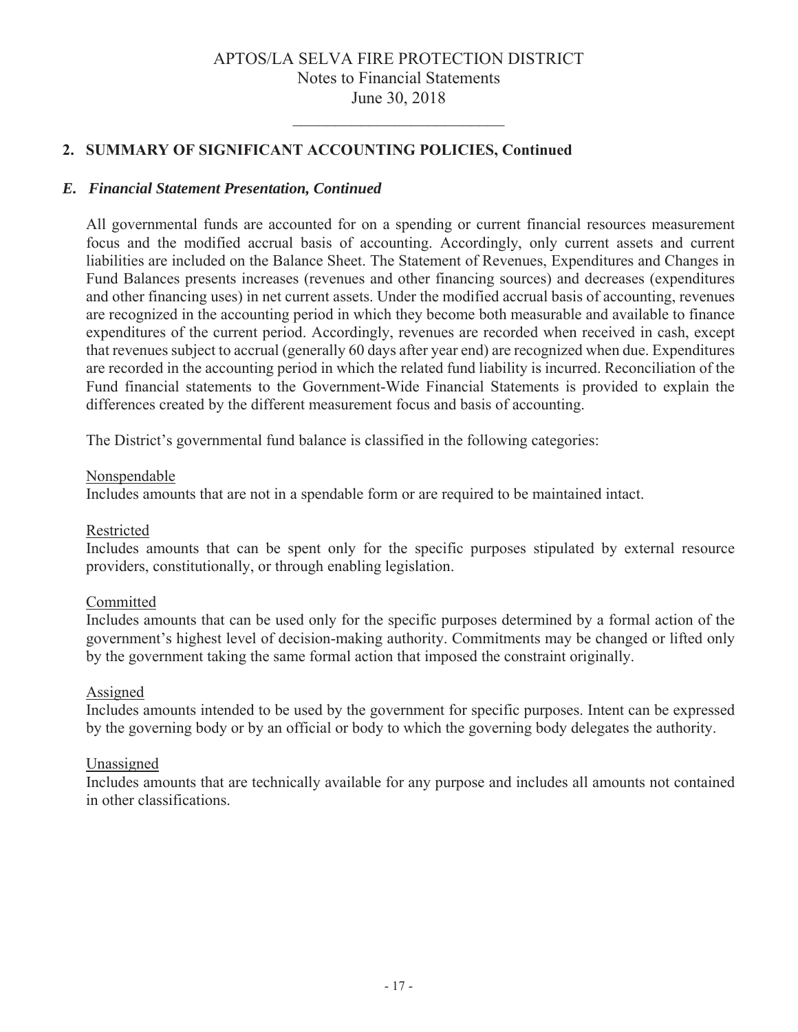## 2. SUMMARY OF SIGNIFICANT ACCOUNTING POLICIES, Continued

### *E. Financial Statement Presentation, Continued*

All governmental funds are accounted for on a spending or current financial resources measurement focus and the modified accrual basis of accounting. Accordingly, only current assets and current liabilities are included on the Balance Sheet. The Statement of Revenues, Expenditures and Changes in Fund Balances presents increases (revenues and other financing sources) and decreases (expenditures and other financing uses) in net current assets. Under the modified accrual basis of accounting, revenues are recognized in the accounting period in which they become both measurable and available to finance expenditures of the current period. Accordingly, revenues are recorded when received in cash, except that revenues subject to accrual (generally 60 days after year end) are recognized when due. Expenditures are recorded in the accounting period in which the related fund liability is incurred. Reconciliation of the Fund financial statements to the Government-Wide Financial Statements is provided to explain the differences created by the different measurement focus and basis of accounting.

The District's governmental fund balance is classified in the following categories:

Nonspendable
Includes amounts that are not in a spendable form or are required to be maintained intact.

Restricted
Includes amounts that can be spent only for the specific purposes stipulated by external resource providers, constitutionally, or through enabling legislation.

Committed
Includes amounts that can be used only for the specific purposes determined by a formal action of the government's highest level of decision-making authority. Commitments may be changed or lifted only by the government taking the same formal action that imposed the constraint originally.

Assigned
Includes amounts intended to be used by the government for specific purposes. Intent can be expressed by the governing body or by an official or body to which the governing body delegates the authority.

Unassigned
Includes amounts that are technically available for any purpose and includes all amounts not contained in other classifications.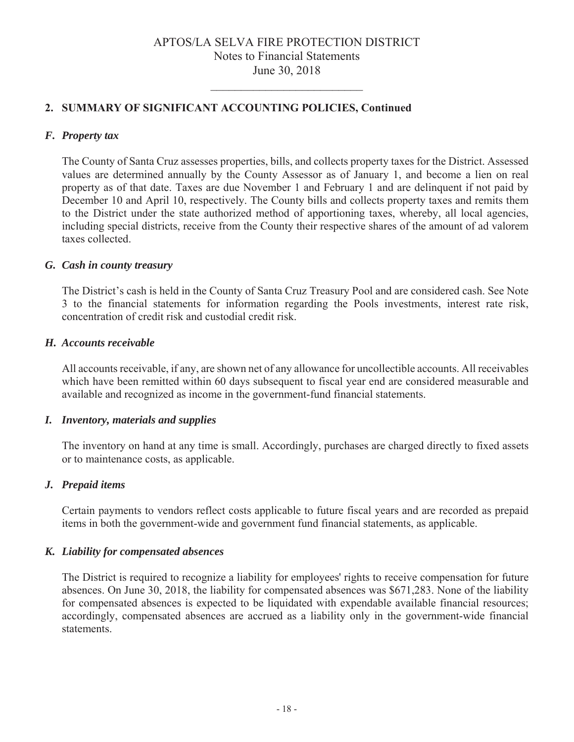## 2. SUMMARY OF SIGNIFICANT ACCOUNTING POLICIES, Continued

### *F. Property tax*

The County of Santa Cruz assesses properties, bills, and collects property taxes for the District. Assessed values are determined annually by the County Assessor as of January 1, and become a lien on real property as of that date. Taxes are due November 1 and February 1 and are delinquent if not paid by December 10 and April 10, respectively. The County bills and collects property taxes and remits them to the District under the state authorized method of apportioning taxes, whereby, all local agencies, including special districts, receive from the County their respective shares of the amount of ad valorem taxes collected.

### *G. Cash in county treasury*

The District's cash is held in the County of Santa Cruz Treasury Pool and are considered cash. See Note 3 to the financial statements for information regarding the Pools investments, interest rate risk, concentration of credit risk and custodial credit risk.

### *H. Accounts receivable*

All accounts receivable, if any, are shown net of any allowance for uncollectible accounts. All receivables which have been remitted within 60 days subsequent to fiscal year end are considered measurable and available and recognized as income in the government-fund financial statements.

### *I. Inventory, materials and supplies*

The inventory on hand at any time is small. Accordingly, purchases are charged directly to fixed assets or to maintenance costs, as applicable.

### *J. Prepaid items*

Certain payments to vendors reflect costs applicable to future fiscal years and are recorded as prepaid items in both the government-wide and government fund financial statements, as applicable.

### *K. Liability for compensated absences*

The District is required to recognize a liability for employees' rights to receive compensation for future absences. On June 30, 2018, the liability for compensated absences was $671,283. None of the liability for compensated absences is expected to be liquidated with expendable available financial resources; accordingly, compensated absences are accrued as a liability only in the government-wide financial statements.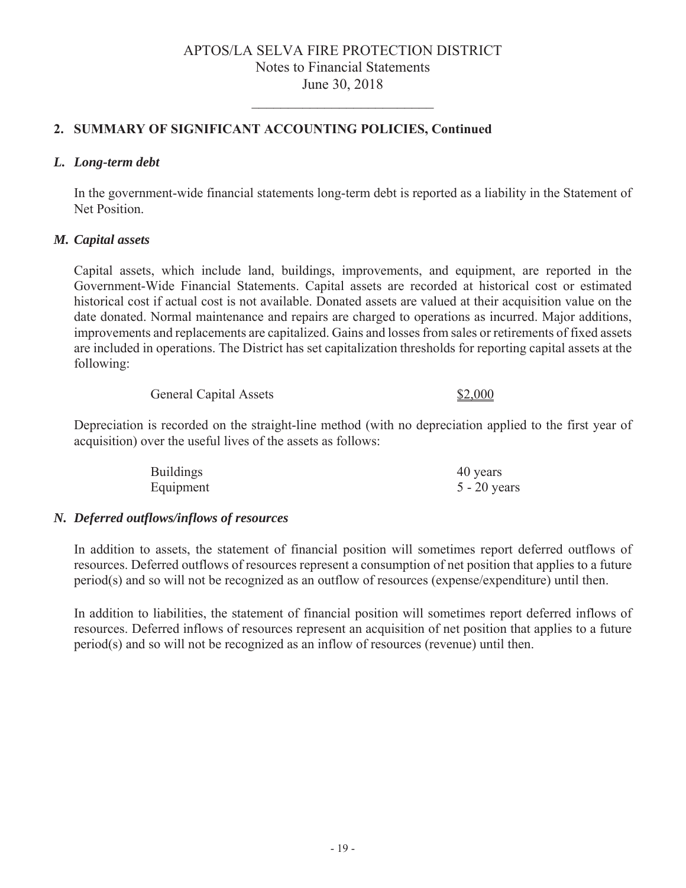## 2. SUMMARY OF SIGNIFICANT ACCOUNTING POLICIES, Continued

### *L. Long-term debt*

In the government-wide financial statements long-term debt is reported as a liability in the Statement of Net Position.

### *M. Capital assets*

Capital assets, which include land, buildings, improvements, and equipment, are reported in the Government-Wide Financial Statements. Capital assets are recorded at historical cost or estimated historical cost if actual cost is not available. Donated assets are valued at their acquisition value on the date donated. Normal maintenance and repairs are charged to operations as incurred. Major additions, improvements and replacements are capitalized. Gains and losses from sales or retirements of fixed assets are included in operations. The District has set capitalization thresholds for reporting capital assets at the following:

| | |
|---|---|
| General Capital Assets | $2,000 |

Depreciation is recorded on the straight-line method (with no depreciation applied to the first year of acquisition) over the useful lives of the assets as follows:

| | |
|---|---|
| Buildings | 40 years |
| Equipment | 5 - 20 years |

### *N. Deferred outflows/inflows of resources*

In addition to assets, the statement of financial position will sometimes report deferred outflows of resources. Deferred outflows of resources represent a consumption of net position that applies to a future period(s) and so will not be recognized as an outflow of resources (expense/expenditure) until then.

In addition to liabilities, the statement of financial position will sometimes report deferred inflows of resources. Deferred inflows of resources represent an acquisition of net position that applies to a future period(s) and so will not be recognized as an inflow of resources (revenue) until then.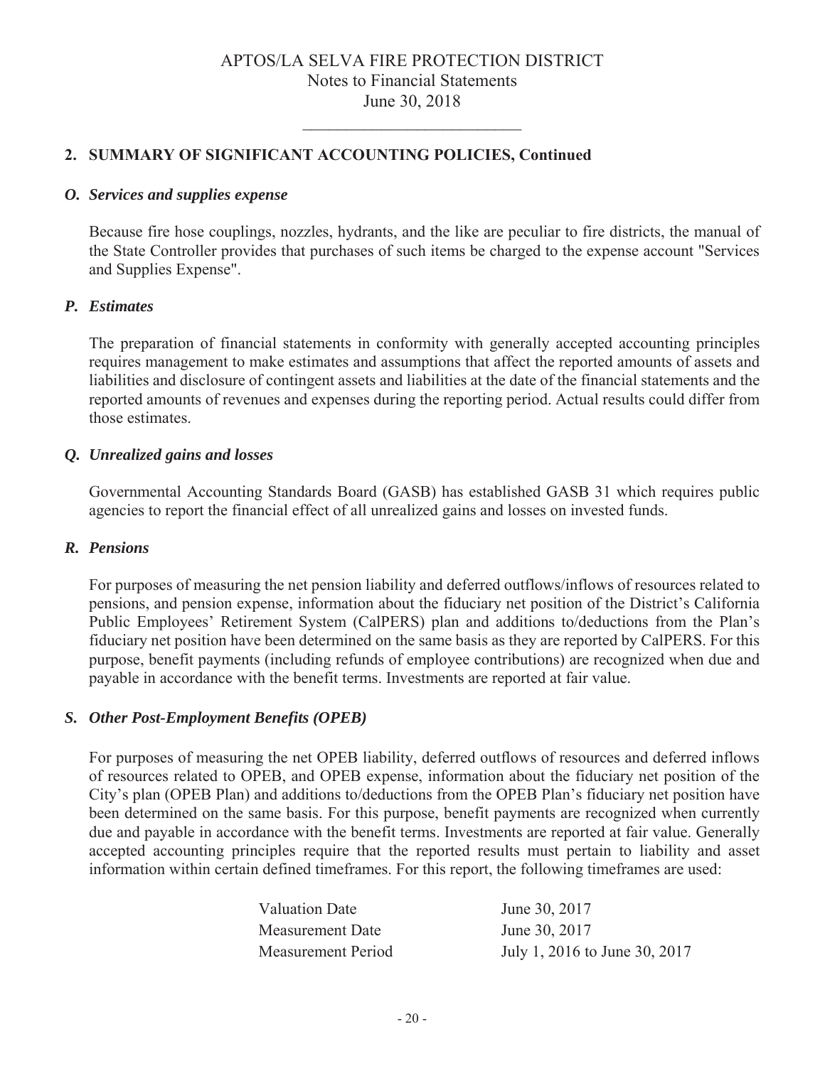## 2. SUMMARY OF SIGNIFICANT ACCOUNTING POLICIES, Continued

### *O. Services and supplies expense*

Because fire hose couplings, nozzles, hydrants, and the like are peculiar to fire districts, the manual of the State Controller provides that purchases of such items be charged to the expense account "Services and Supplies Expense".

### *P. Estimates*

The preparation of financial statements in conformity with generally accepted accounting principles requires management to make estimates and assumptions that affect the reported amounts of assets and liabilities and disclosure of contingent assets and liabilities at the date of the financial statements and the reported amounts of revenues and expenses during the reporting period. Actual results could differ from those estimates.

### *Q. Unrealized gains and losses*

Governmental Accounting Standards Board (GASB) has established GASB 31 which requires public agencies to report the financial effect of all unrealized gains and losses on invested funds.

### *R. Pensions*

For purposes of measuring the net pension liability and deferred outflows/inflows of resources related to pensions, and pension expense, information about the fiduciary net position of the District's California Public Employees' Retirement System (CalPERS) plan and additions to/deductions from the Plan's fiduciary net position have been determined on the same basis as they are reported by CalPERS. For this purpose, benefit payments (including refunds of employee contributions) are recognized when due and payable in accordance with the benefit terms. Investments are reported at fair value.

### *S. Other Post-Employment Benefits (OPEB)*

For purposes of measuring the net OPEB liability, deferred outflows of resources and deferred inflows of resources related to OPEB, and OPEB expense, information about the fiduciary net position of the City's plan (OPEB Plan) and additions to/deductions from the OPEB Plan's fiduciary net position have been determined on the same basis. For this purpose, benefit payments are recognized when currently due and payable in accordance with the benefit terms. Investments are reported at fair value. Generally accepted accounting principles require that the reported results must pertain to liability and asset information within certain defined timeframes. For this report, the following timeframes are used:

| | |
|---|---|
| Valuation Date | June 30, 2017 |
| Measurement Date | June 30, 2017 |
| Measurement Period | July 1, 2016 to June 30, 2017 |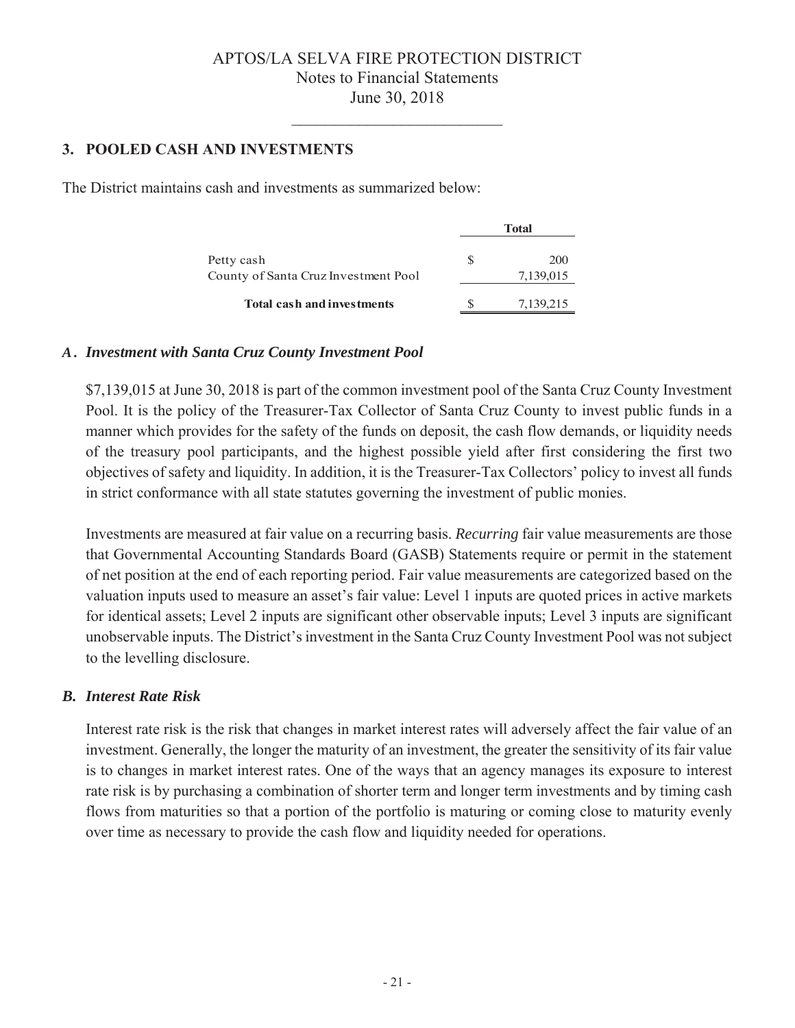## 3. POOLED CASH AND INVESTMENTS

The District maintains cash and investments as summarized below:

| | Total |
|---|---|
| Petty cash | $ 200 |
| County of Santa Cruz Investment Pool | 7,139,015 |
| **Total cash and investments** | $ 7,139,215 |

### *A. Investment with Santa Cruz County Investment Pool*

$7,139,015 at June 30, 2018 is part of the common investment pool of the Santa Cruz County Investment Pool. It is the policy of the Treasurer-Tax Collector of Santa Cruz County to invest public funds in a manner which provides for the safety of the funds on deposit, the cash flow demands, or liquidity needs of the treasury pool participants, and the highest possible yield after first considering the first two objectives of safety and liquidity. In addition, it is the Treasurer-Tax Collectors' policy to invest all funds in strict conformance with all state statutes governing the investment of public monies.

Investments are measured at fair value on a recurring basis. *Recurring* fair value measurements are those that Governmental Accounting Standards Board (GASB) Statements require or permit in the statement of net position at the end of each reporting period. Fair value measurements are categorized based on the valuation inputs used to measure an asset's fair value: Level 1 inputs are quoted prices in active markets for identical assets; Level 2 inputs are significant other observable inputs; Level 3 inputs are significant unobservable inputs. The District's investment in the Santa Cruz County Investment Pool was not subject to the levelling disclosure.

### *B. Interest Rate Risk*

Interest rate risk is the risk that changes in market interest rates will adversely affect the fair value of an investment. Generally, the longer the maturity of an investment, the greater the sensitivity of its fair value is to changes in market interest rates. One of the ways that an agency manages its exposure to interest rate risk is by purchasing a combination of shorter term and longer term investments and by timing cash flows from maturities so that a portion of the portfolio is maturing or coming close to maturity evenly over time as necessary to provide the cash flow and liquidity needed for operations.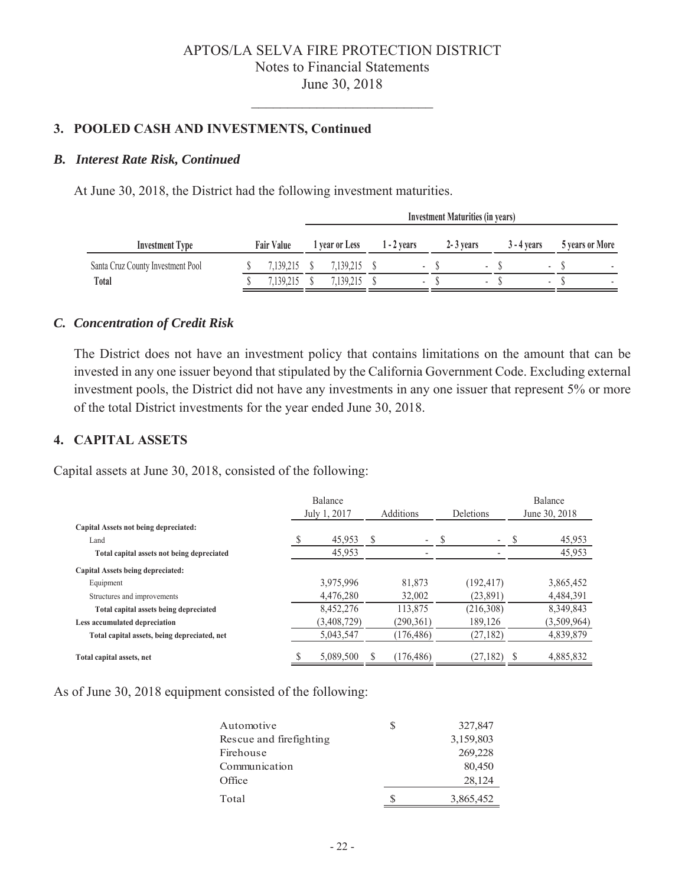## 3. POOLED CASH AND INVESTMENTS, Continued

### *B. Interest Rate Risk, Continued*

At June 30, 2018, the District had the following investment maturities.

| | | Investment Maturities (in years) | | | | |
|---|---|---|---|---|---|---|
| **Investment Type** | **Fair Value** | **1 year or Less** | **1 - 2 years** | **2- 3 years** | **3 - 4 years** | **5 years or More** |
| Santa Cruz County Investment Pool | $ 7,139,215 | $ 7,139,215 | $ - | $ - | $ - | $ - |
| **Total** | $ 7,139,215 | $ 7,139,215 | $ - | $ - | $ - | $ - |

### *C. Concentration of Credit Risk*

The District does not have an investment policy that contains limitations on the amount that can be invested in any one issuer beyond that stipulated by the California Government Code. Excluding external investment pools, the District did not have any investments in any one issuer that represent 5% or more of the total District investments for the year ended June 30, 2018.

## 4. CAPITAL ASSETS

Capital assets at June 30, 2018, consisted of the following:

| | Balance July 1, 2017 | Additions | Deletions | Balance June 30, 2018 |
|---|---|---|---|---|
| **Capital Assets not being depreciated:** | | | | |
| Land | $ 45,953 | $ - | $ - | $ 45,953 |
| **Total capital assets not being depreciated** | 45,953 | - | - | 45,953 |
| **Capital Assets being depreciated:** | | | | |
| Equipment | 3,975,996 | 81,873 | (192,417) | 3,865,452 |
| Structures and improvements | 4,476,280 | 32,002 | (23,891) | 4,484,391 |
| **Total capital assets being depreciated** | 8,452,276 | 113,875 | (216,308) | 8,349,843 |
| **Less accumulated depreciation** | (3,408,729) | (290,361) | 189,126 | (3,509,964) |
| **Total capital assets, being depreciated, net** | 5,043,547 | (176,486) | (27,182) | 4,839,879 |
| **Total capital assets, net** | $ 5,089,500 | $ (176,486) | (27,182) | $ 4,885,832 |

As of June 30, 2018 equipment consisted of the following:

| | |
|---|---|
| Automotive | $ 327,847 |
| Rescue and firefighting | 3,159,803 |
| Firehouse | 269,228 |
| Communication | 80,450 |
| Office | 28,124 |
| Total | $ 3,865,452 |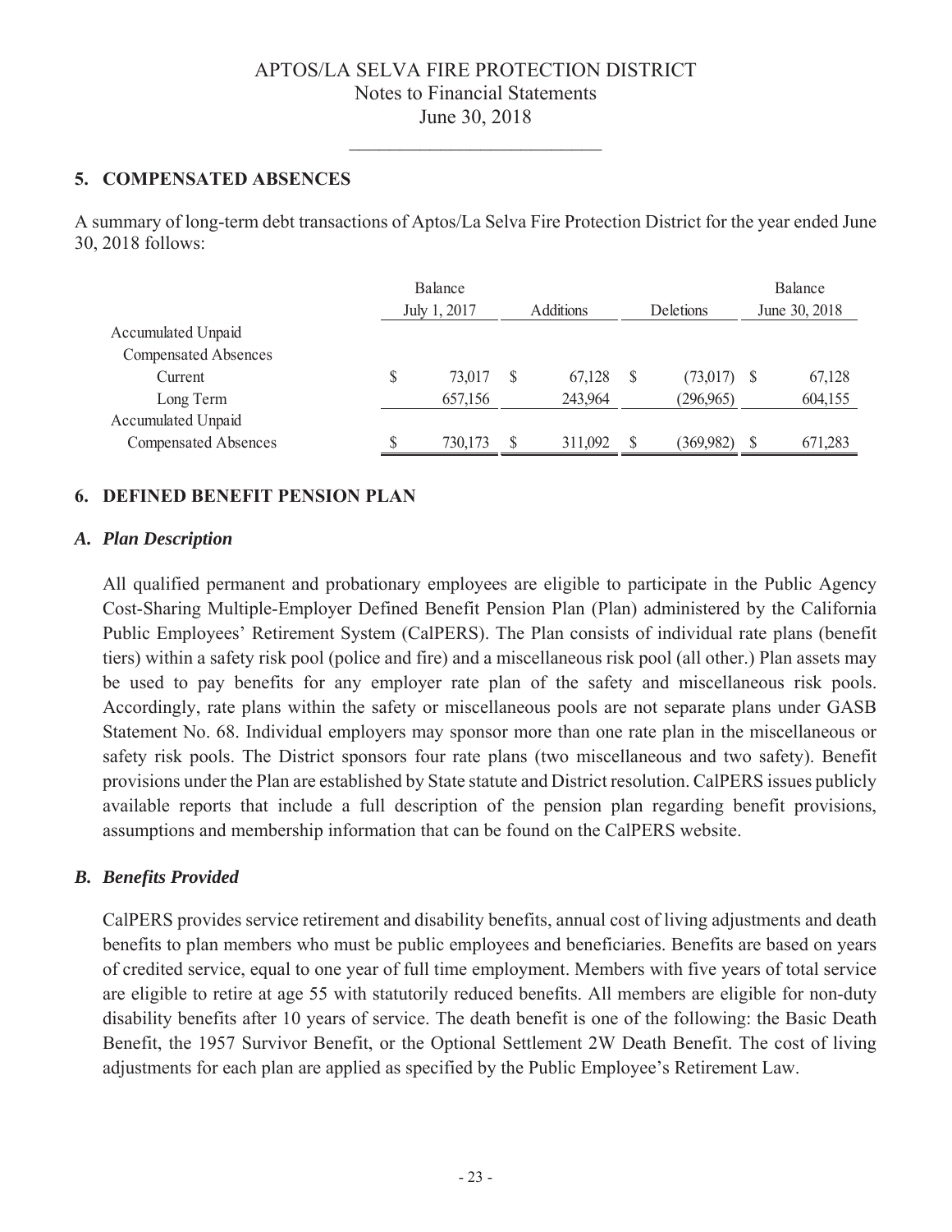## 5. COMPENSATED ABSENCES

A summary of long-term debt transactions of Aptos/La Selva Fire Protection District for the year ended June 30, 2018 follows:

| | Balance July 1, 2017 | Additions | Deletions | Balance June 30, 2018 |
|---|---|---|---|---|
| Accumulated Unpaid Compensated Absences | | | | |
| Current | $ 73,017 | $ 67,128 | $ (73,017) | $ 67,128 |
| Long Term | 657,156 | 243,964 | (296,965) | 604,155 |
| Accumulated Unpaid Compensated Absences | $ 730,173 | $ 311,092 | $ (369,982) | $ 671,283 |

## 6. DEFINED BENEFIT PENSION PLAN

### *A. Plan Description*

All qualified permanent and probationary employees are eligible to participate in the Public Agency Cost-Sharing Multiple-Employer Defined Benefit Pension Plan (Plan) administered by the California Public Employees' Retirement System (CalPERS). The Plan consists of individual rate plans (benefit tiers) within a safety risk pool (police and fire) and a miscellaneous risk pool (all other.) Plan assets may be used to pay benefits for any employer rate plan of the safety and miscellaneous risk pools. Accordingly, rate plans within the safety or miscellaneous pools are not separate plans under GASB Statement No. 68. Individual employers may sponsor more than one rate plan in the miscellaneous or safety risk pools. The District sponsors four rate plans (two miscellaneous and two safety). Benefit provisions under the Plan are established by State statute and District resolution. CalPERS issues publicly available reports that include a full description of the pension plan regarding benefit provisions, assumptions and membership information that can be found on the CalPERS website.

### *B. Benefits Provided*

CalPERS provides service retirement and disability benefits, annual cost of living adjustments and death benefits to plan members who must be public employees and beneficiaries. Benefits are based on years of credited service, equal to one year of full time employment. Members with five years of total service are eligible to retire at age 55 with statutorily reduced benefits. All members are eligible for non-duty disability benefits after 10 years of service. The death benefit is one of the following: the Basic Death Benefit, the 1957 Survivor Benefit, or the Optional Settlement 2W Death Benefit. The cost of living adjustments for each plan are applied as specified by the Public Employee's Retirement Law.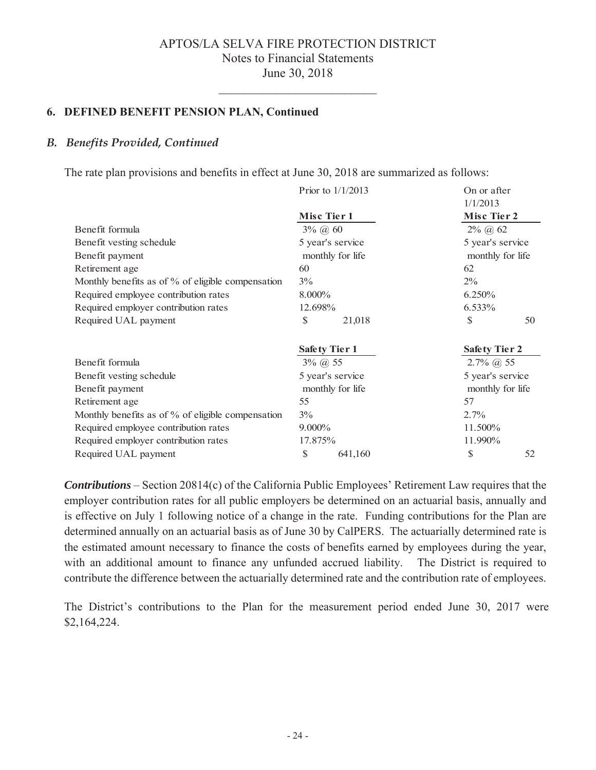APTOS/LA SELVA FIRE PROTECTION DISTRICT
Notes to Financial Statements
June 30, 2018

## 6. DEFINED BENEFIT PENSION PLAN, Continued

### *B. Benefits Provided, Continued*

The rate plan provisions and benefits in effect at June 30, 2018 are summarized as follows:

| | Prior to 1/1/2013 | On or after 1/1/2013 |
|---|---|---|
| | **Misc Tier 1** | **Misc Tier 2** |
| Benefit formula | 3% @ 60 | 2% @ 62 |
| Benefit vesting schedule | 5 year's service | 5 year's service |
| Benefit payment | monthly for life | monthly for life |
| Retirement age | 60 | 62 |
| Monthly benefits as of % of eligible compensation | 3% | 2% |
| Required employee contribution rates | 8.000% | 6.250% |
| Required employer contribution rates | 12.698% | 6.533% |
| Required UAL payment | $ 21,018 | $ 50 |
| | **Safety Tier 1** | **Safety Tier 2** |
| Benefit formula | 3% @ 55 | 2.7% @ 55 |
| Benefit vesting schedule | 5 year's service | 5 year's service |
| Benefit payment | monthly for life | monthly for life |
| Retirement age | 55 | 57 |
| Monthly benefits as of % of eligible compensation | 3% | 2.7% |
| Required employee contribution rates | 9.000% | 11.500% |
| Required employer contribution rates | 17.875% | 11.990% |
| Required UAL payment | $ 641,160 | $ 52 |

***Contributions*** – Section 20814(c) of the California Public Employees' Retirement Law requires that the employer contribution rates for all public employers be determined on an actuarial basis, annually and is effective on July 1 following notice of a change in the rate. Funding contributions for the Plan are determined annually on an actuarial basis as of June 30 by CalPERS. The actuarially determined rate is the estimated amount necessary to finance the costs of benefits earned by employees during the year, with an additional amount to finance any unfunded accrued liability. The District is required to contribute the difference between the actuarially determined rate and the contribution rate of employees.

The District's contributions to the Plan for the measurement period ended June 30, 2017 were $2,164,224.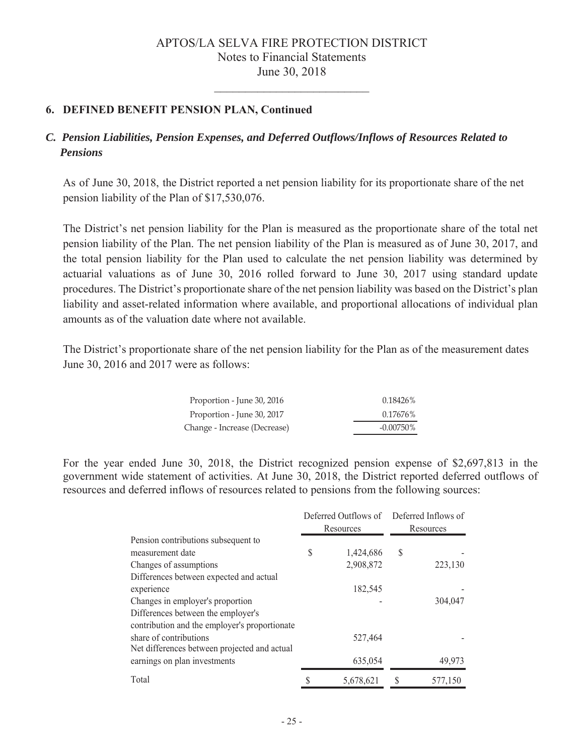## 6. DEFINED BENEFIT PENSION PLAN, Continued

### *C. Pension Liabilities, Pension Expenses, and Deferred Outflows/Inflows of Resources Related to Pensions*

As of June 30, 2018, the District reported a net pension liability for its proportionate share of the net pension liability of the Plan of $17,530,076.

The District's net pension liability for the Plan is measured as the proportionate share of the total net pension liability of the Plan. The net pension liability of the Plan is measured as of June 30, 2017, and the total pension liability for the Plan used to calculate the net pension liability was determined by actuarial valuations as of June 30, 2016 rolled forward to June 30, 2017 using standard update procedures. The District's proportionate share of the net pension liability was based on the District's plan liability and asset-related information where available, and proportional allocations of individual plan amounts as of the valuation date where not available.

The District's proportionate share of the net pension liability for the Plan as of the measurement dates June 30, 2016 and 2017 were as follows:

| | |
|---|---|
| Proportion - June 30, 2016 | 0.18426% |
| Proportion - June 30, 2017 | 0.17676% |
| Change - Increase (Decrease) | -0.00750% |

For the year ended June 30, 2018, the District recognized pension expense of $2,697,813 in the government wide statement of activities. At June 30, 2018, the District reported deferred outflows of resources and deferred inflows of resources related to pensions from the following sources:

| | Deferred Outflows of Resources | Deferred Inflows of Resources |
|---|---|---|
| Pension contributions subsequent to measurement date | $ 1,424,686 | $ - |
| Changes of assumptions | 2,908,872 | 223,130 |
| Differences between expected and actual experience | 182,545 | - |
| Changes in employer's proportion | - | 304,047 |
| Differences between the employer's contribution and the employer's proportionate share of contributions | 527,464 | - |
| Net differences between projected and actual earnings on plan investments | 635,054 | 49,973 |
| Total | $ 5,678,621 | $ 577,150 |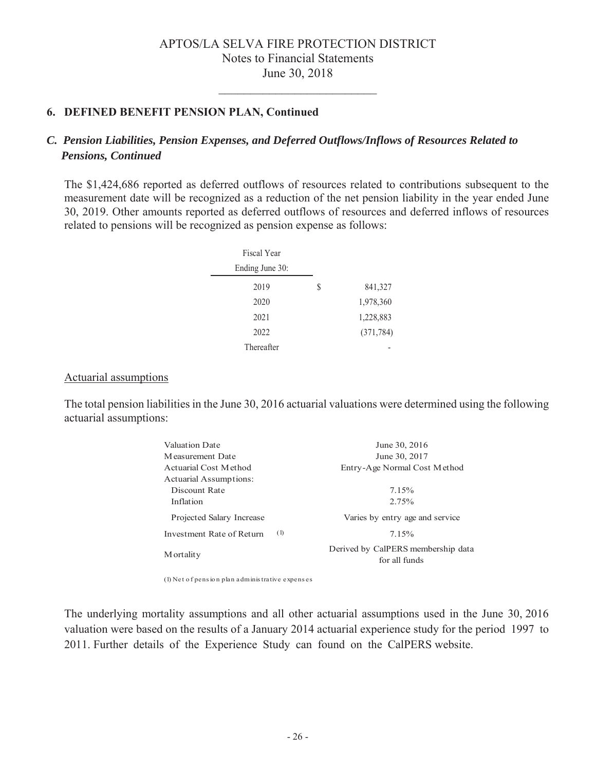## 6. DEFINED BENEFIT PENSION PLAN, Continued

### *C. Pension Liabilities, Pension Expenses, and Deferred Outflows/Inflows of Resources Related to Pensions, Continued*

The $1,424,686 reported as deferred outflows of resources related to contributions subsequent to the measurement date will be recognized as a reduction of the net pension liability in the year ended June 30, 2019. Other amounts reported as deferred outflows of resources and deferred inflows of resources related to pensions will be recognized as pension expense as follows:

| Fiscal Year Ending June 30: | |
|---|---|
| 2019 | $ 841,327 |
| 2020 | 1,978,360 |
| 2021 | 1,228,883 |
| 2022 | (371,784) |
| Thereafter | - |

Actuarial assumptions

The total pension liabilities in the June 30, 2016 actuarial valuations were determined using the following actuarial assumptions:

| | |
|---|---|
| Valuation Date | June 30, 2016 |
| Measurement Date | June 30, 2017 |
| Actuarial Cost Method | Entry-Age Normal Cost Method |
| Actuarial Assumptions: | |
| Discount Rate | 7.15% |
| Inflation | 2.75% |
| Projected Salary Increase | Varies by entry age and service |
| Investment Rate of Return (1) | 7.15% |
| Mortality | Derived by CalPERS membership data for all funds |

(1) Net of pension plan administrative expenses

The underlying mortality assumptions and all other actuarial assumptions used in the June 30, 2016 valuation were based on the results of a January 2014 actuarial experience study for the period 1997 to 2011. Further details of the Experience Study can found on the CalPERS website.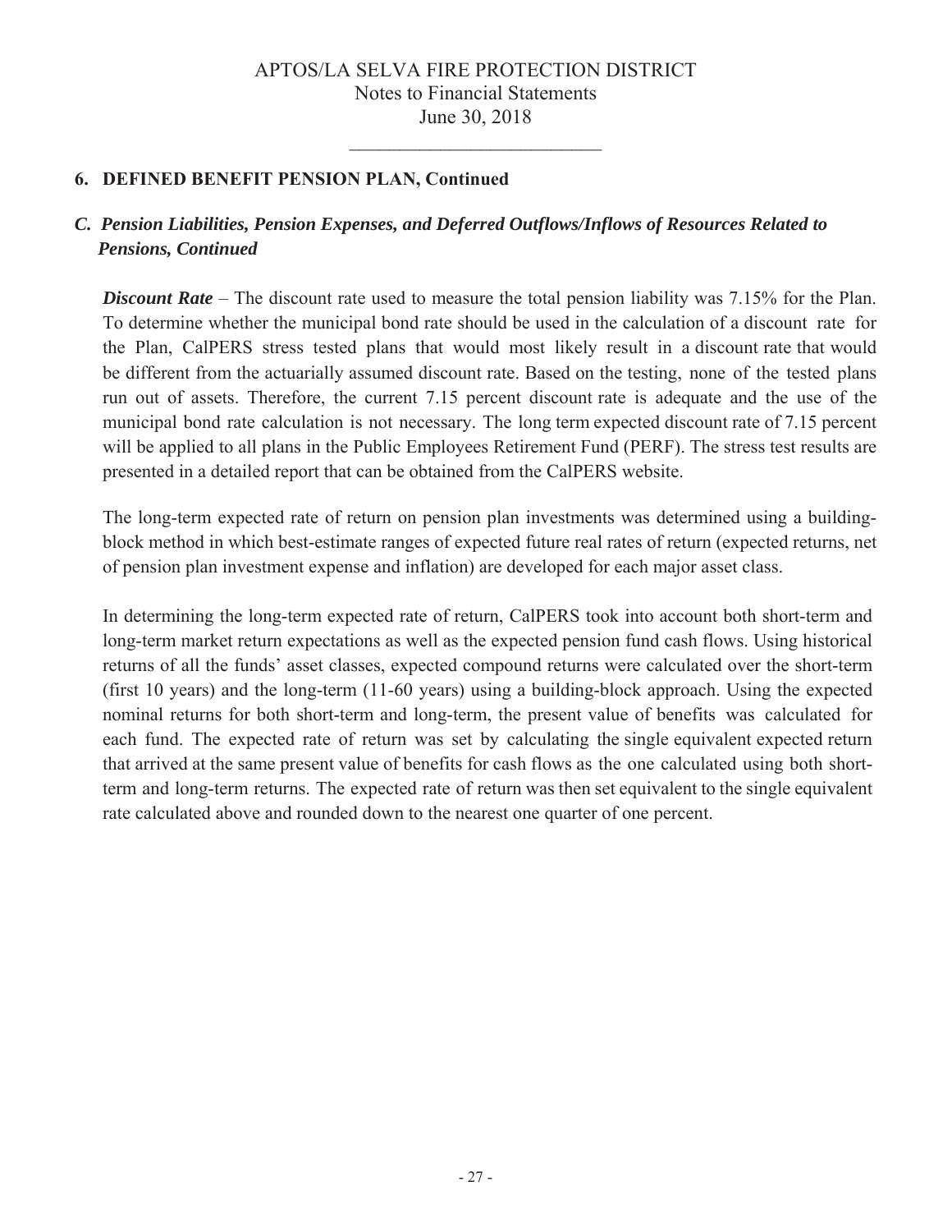## 6. DEFINED BENEFIT PENSION PLAN, Continued

### *C. Pension Liabilities, Pension Expenses, and Deferred Outflows/Inflows of Resources Related to Pensions, Continued*

***Discount Rate*** – The discount rate used to measure the total pension liability was 7.15% for the Plan. To determine whether the municipal bond rate should be used in the calculation of a discount rate for the Plan, CalPERS stress tested plans that would most likely result in a discount rate that would be different from the actuarially assumed discount rate. Based on the testing, none of the tested plans run out of assets. Therefore, the current 7.15 percent discount rate is adequate and the use of the municipal bond rate calculation is not necessary. The long term expected discount rate of 7.15 percent will be applied to all plans in the Public Employees Retirement Fund (PERF). The stress test results are presented in a detailed report that can be obtained from the CalPERS website.

The long-term expected rate of return on pension plan investments was determined using a building-block method in which best-estimate ranges of expected future real rates of return (expected returns, net of pension plan investment expense and inflation) are developed for each major asset class.

In determining the long-term expected rate of return, CalPERS took into account both short-term and long-term market return expectations as well as the expected pension fund cash flows. Using historical returns of all the funds' asset classes, expected compound returns were calculated over the short-term (first 10 years) and the long-term (11-60 years) using a building-block approach. Using the expected nominal returns for both short-term and long-term, the present value of benefits was calculated for each fund. The expected rate of return was set by calculating the single equivalent expected return that arrived at the same present value of benefits for cash flows as the one calculated using both short-term and long-term returns. The expected rate of return was then set equivalent to the single equivalent rate calculated above and rounded down to the nearest one quarter of one percent.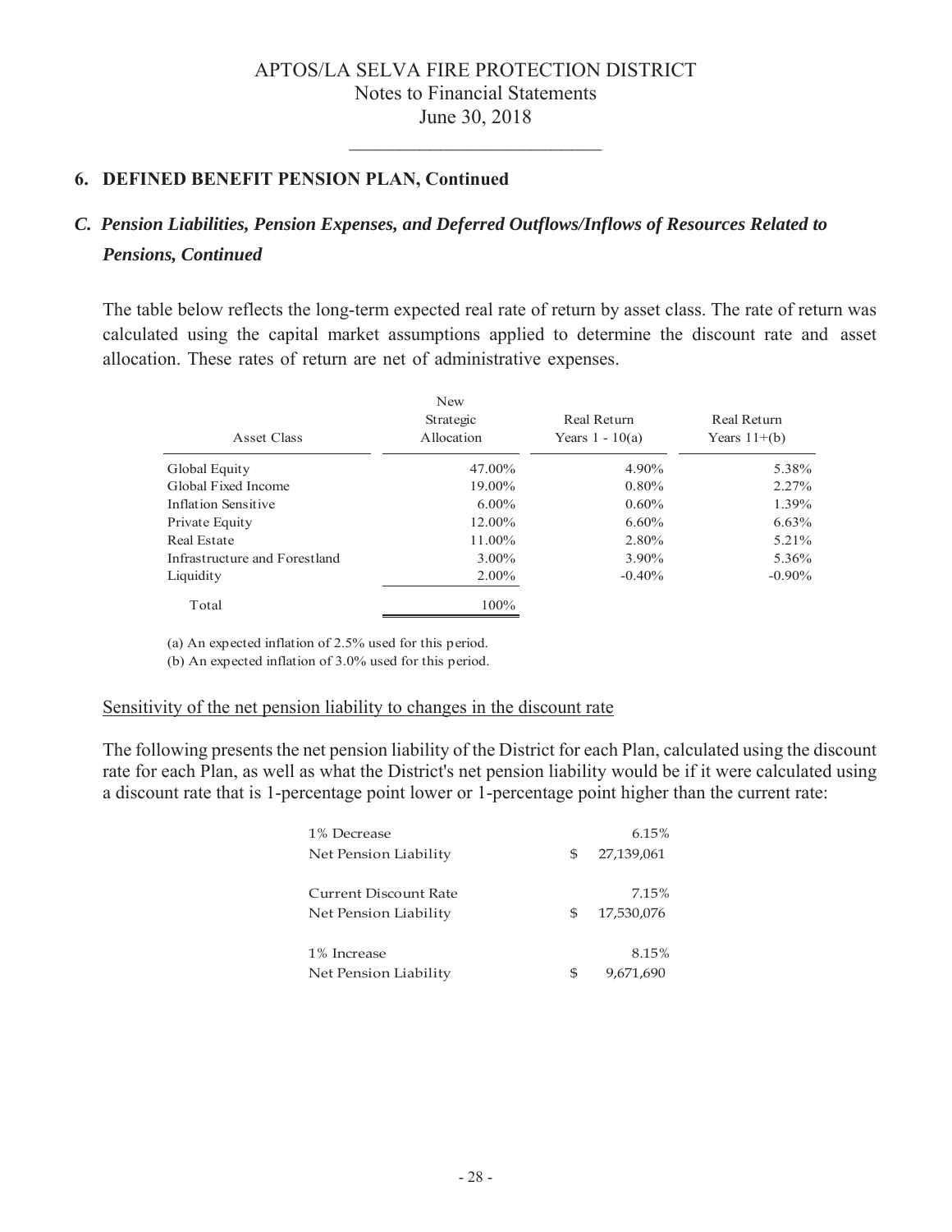# APTOS/LA SELVA FIRE PROTECTION DISTRICT
Notes to Financial Statements
June 30, 2018

## 6. DEFINED BENEFIT PENSION PLAN, Continued

### *C. Pension Liabilities, Pension Expenses, and Deferred Outflows/Inflows of Resources Related to Pensions, Continued*

The table below reflects the long-term expected real rate of return by asset class. The rate of return was calculated using the capital market assumptions applied to determine the discount rate and asset allocation. These rates of return are net of administrative expenses.

| Asset Class | New Strategic Allocation | Real Return Years 1 - 10(a) | Real Return Years 11+(b) |
|---|---|---|---|
| Global Equity | 47.00% | 4.90% | 5.38% |
| Global Fixed Income | 19.00% | 0.80% | 2.27% |
| Inflation Sensitive | 6.00% | 0.60% | 1.39% |
| Private Equity | 12.00% | 6.60% | 6.63% |
| Real Estate | 11.00% | 2.80% | 5.21% |
| Infrastructure and Forestland | 3.00% | 3.90% | 5.36% |
| Liquidity | 2.00% | -0.40% | -0.90% |
| Total | 100% | | |

(a) An expected inflation of 2.5% used for this period.

(b) An expected inflation of 3.0% used for this period.

Sensitivity of the net pension liability to changes in the discount rate

The following presents the net pension liability of the District for each Plan, calculated using the discount rate for each Plan, as well as what the District's net pension liability would be if it were calculated using a discount rate that is 1-percentage point lower or 1-percentage point higher than the current rate:

| | |
|---|---|
| 1% Decrease | 6.15% |
| Net Pension Liability | $ 27,139,061 |
| Current Discount Rate | 7.15% |
| Net Pension Liability | $ 17,530,076 |
| 1% Increase | 8.15% |
| Net Pension Liability | $ 9,671,690 |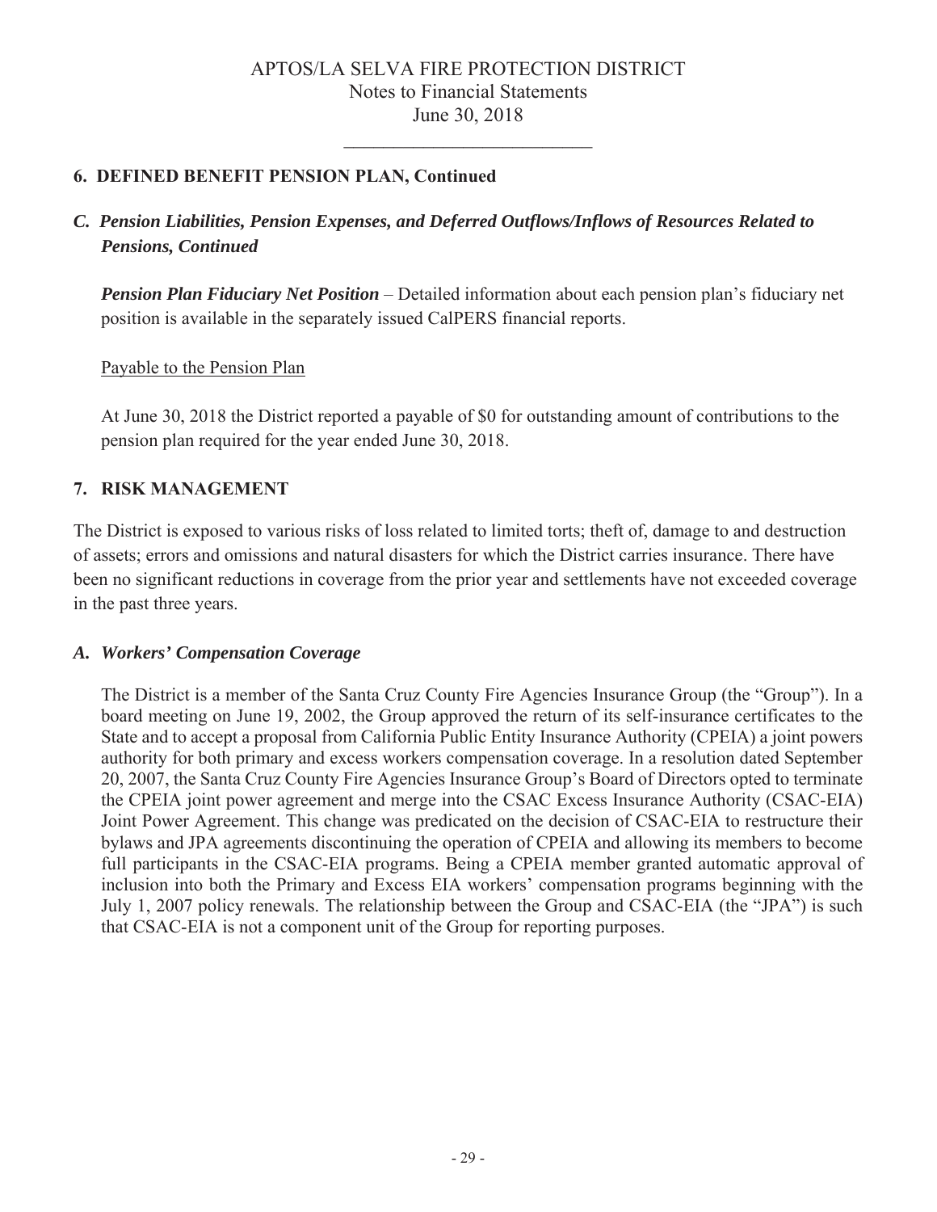## 6. DEFINED BENEFIT PENSION PLAN, Continued

### *C. Pension Liabilities, Pension Expenses, and Deferred Outflows/Inflows of Resources Related to Pensions, Continued*

***Pension Plan Fiduciary Net Position*** – Detailed information about each pension plan's fiduciary net position is available in the separately issued CalPERS financial reports.

Payable to the Pension Plan

At June 30, 2018 the District reported a payable of $0 for outstanding amount of contributions to the pension plan required for the year ended June 30, 2018.

## 7. RISK MANAGEMENT

The District is exposed to various risks of loss related to limited torts; theft of, damage to and destruction of assets; errors and omissions and natural disasters for which the District carries insurance. There have been no significant reductions in coverage from the prior year and settlements have not exceeded coverage in the past three years.

### *A. Workers' Compensation Coverage*

The District is a member of the Santa Cruz County Fire Agencies Insurance Group (the "Group"). In a board meeting on June 19, 2002, the Group approved the return of its self-insurance certificates to the State and to accept a proposal from California Public Entity Insurance Authority (CPEIA) a joint powers authority for both primary and excess workers compensation coverage. In a resolution dated September 20, 2007, the Santa Cruz County Fire Agencies Insurance Group's Board of Directors opted to terminate the CPEIA joint power agreement and merge into the CSAC Excess Insurance Authority (CSAC-EIA) Joint Power Agreement. This change was predicated on the decision of CSAC-EIA to restructure their bylaws and JPA agreements discontinuing the operation of CPEIA and allowing its members to become full participants in the CSAC-EIA programs. Being a CPEIA member granted automatic approval of inclusion into both the Primary and Excess EIA workers' compensation programs beginning with the July 1, 2007 policy renewals. The relationship between the Group and CSAC-EIA (the "JPA") is such that CSAC-EIA is not a component unit of the Group for reporting purposes.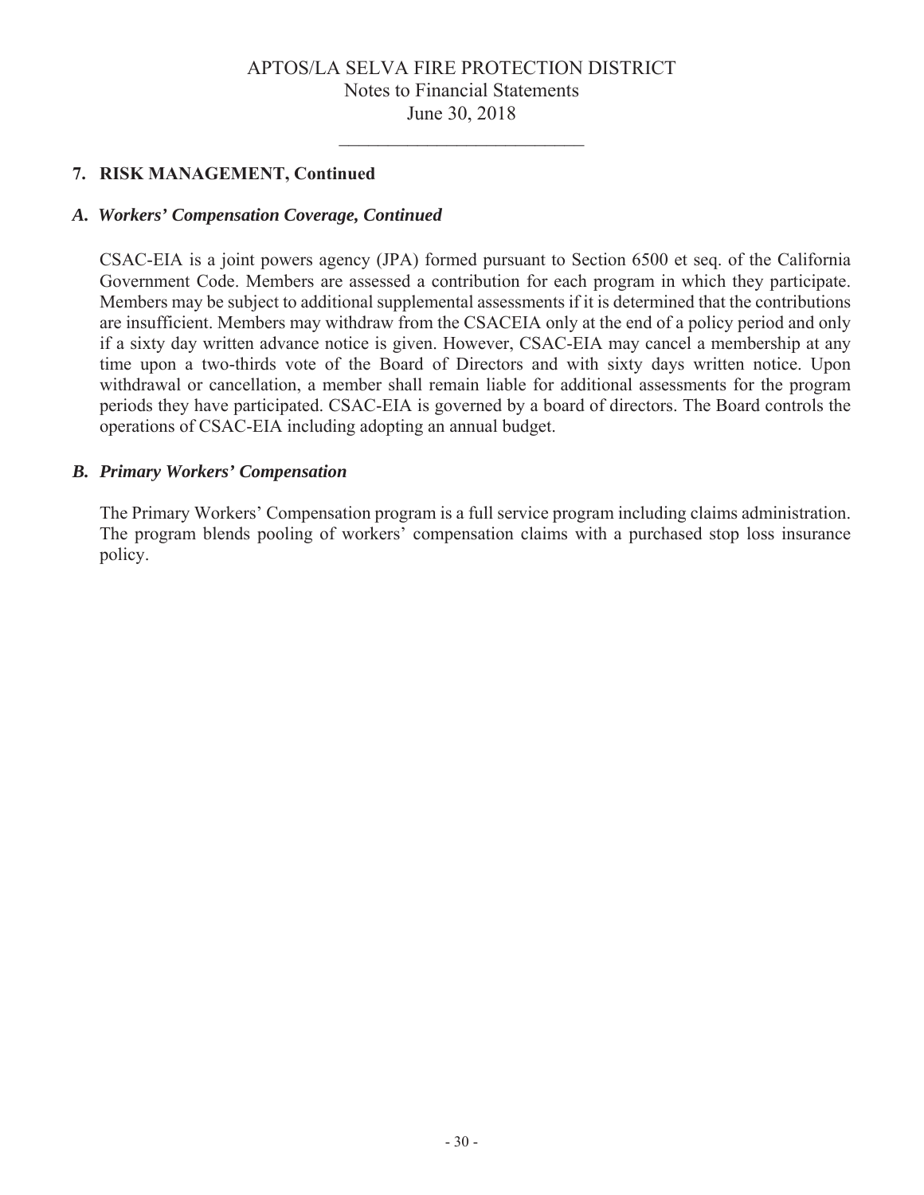## 7. RISK MANAGEMENT, Continued

### *A. Workers' Compensation Coverage, Continued*

CSAC-EIA is a joint powers agency (JPA) formed pursuant to Section 6500 et seq. of the California Government Code. Members are assessed a contribution for each program in which they participate. Members may be subject to additional supplemental assessments if it is determined that the contributions are insufficient. Members may withdraw from the CSACEIA only at the end of a policy period and only if a sixty day written advance notice is given. However, CSAC-EIA may cancel a membership at any time upon a two-thirds vote of the Board of Directors and with sixty days written notice. Upon withdrawal or cancellation, a member shall remain liable for additional assessments for the program periods they have participated. CSAC-EIA is governed by a board of directors. The Board controls the operations of CSAC-EIA including adopting an annual budget.

### *B. Primary Workers' Compensation*

The Primary Workers' Compensation program is a full service program including claims administration. The program blends pooling of workers' compensation claims with a purchased stop loss insurance policy.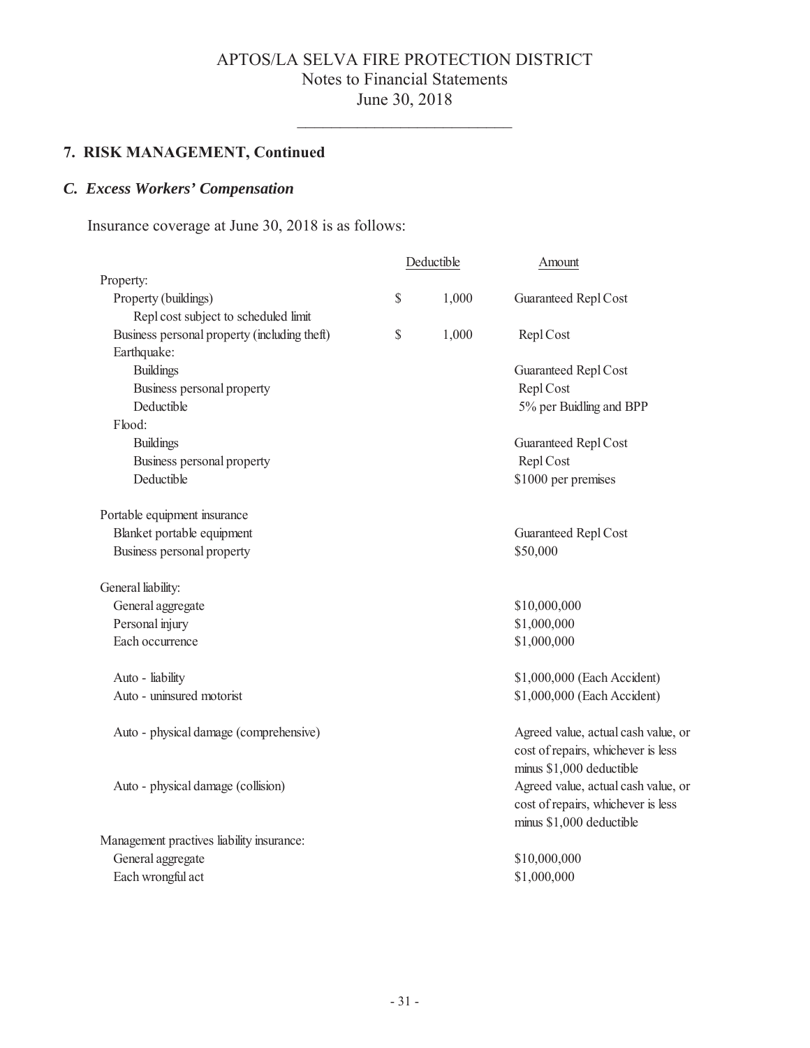## 7. RISK MANAGEMENT, Continued

### *C. Excess Workers' Compensation*

Insurance coverage at June 30, 2018 is as follows:

| | Deductible | Amount |
|---|---|---|
| Property: | | |
| Property (buildings) | $ 1,000 | Guaranteed Repl Cost |
| Repl cost subject to scheduled limit | | |
| Business personal property (including theft) | $ 1,000 | Repl Cost |
| Earthquake: | | |
| Buildings | | Guaranteed Repl Cost |
| Business personal property | | Repl Cost |
| Deductible | | 5% per Buidling and BPP |
| Flood: | | |
| Buildings | | Guaranteed Repl Cost |
| Business personal property | | Repl Cost |
| Deductible | | $1000 per premises |
| | | |
| Portable equipment insurance | | |
| Blanket portable equipment | | Guaranteed Repl Cost |
| Business personal property | | $50,000 |
| | | |
| General liability: | | |
| General aggregate | | $10,000,000 |
| Personal injury | | $1,000,000 |
| Each occurrence | | $1,000,000 |
| | | |
| Auto - liability | | $1,000,000 (Each Accident) |
| Auto - uninsured motorist | | $1,000,000 (Each Accident) |
| | | |
| Auto - physical damage (comprehensive) | | Agreed value, actual cash value, or cost of repairs, whichever is less minus $1,000 deductible |
| Auto - physical damage (collision) | | Agreed value, actual cash value, or cost of repairs, whichever is less minus $1,000 deductible |
| Management practives liability insurance: | | |
| General aggregate | | $10,000,000 |
| Each wrongful act | | $1,000,000 |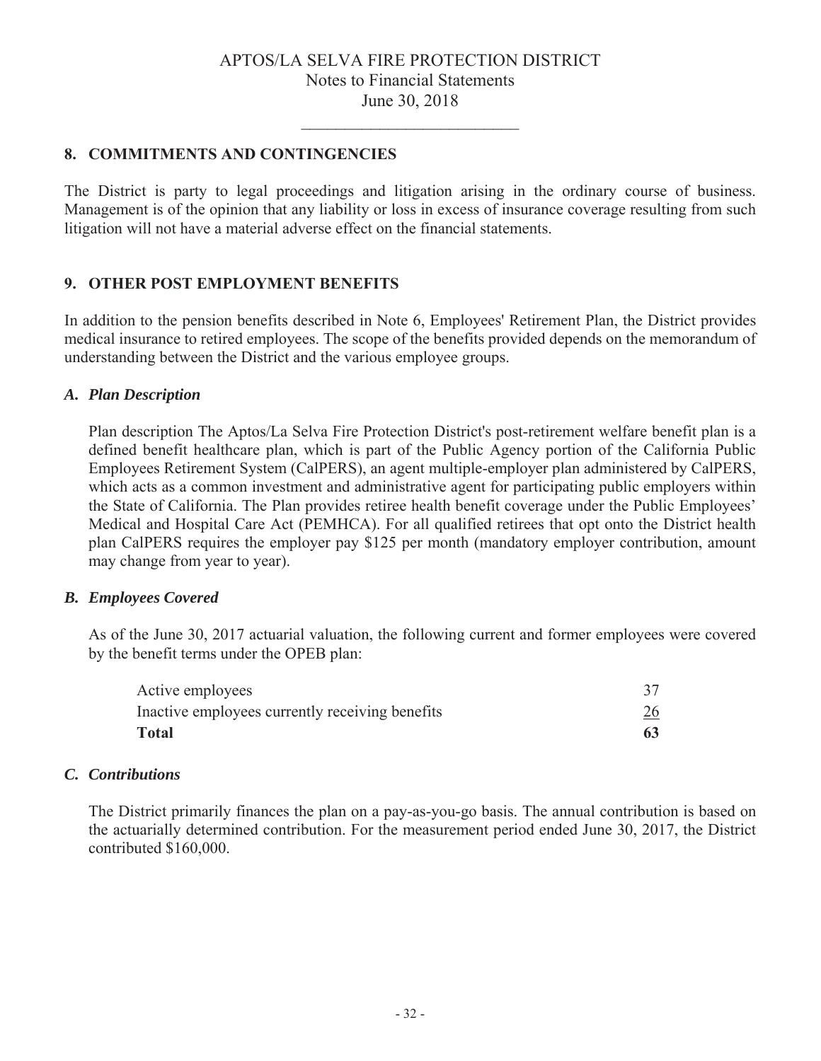## 8. COMMITMENTS AND CONTINGENCIES

The District is party to legal proceedings and litigation arising in the ordinary course of business. Management is of the opinion that any liability or loss in excess of insurance coverage resulting from such litigation will not have a material adverse effect on the financial statements.

## 9. OTHER POST EMPLOYMENT BENEFITS

In addition to the pension benefits described in Note 6, Employees' Retirement Plan, the District provides medical insurance to retired employees. The scope of the benefits provided depends on the memorandum of understanding between the District and the various employee groups.

### *A. Plan Description*

Plan description The Aptos/La Selva Fire Protection District's post-retirement welfare benefit plan is a defined benefit healthcare plan, which is part of the Public Agency portion of the California Public Employees Retirement System (CalPERS), an agent multiple-employer plan administered by CalPERS, which acts as a common investment and administrative agent for participating public employers within the State of California. The Plan provides retiree health benefit coverage under the Public Employees' Medical and Hospital Care Act (PEMHCA). For all qualified retirees that opt onto the District health plan CalPERS requires the employer pay $125 per month (mandatory employer contribution, amount may change from year to year).

### *B. Employees Covered*

As of the June 30, 2017 actuarial valuation, the following current and former employees were covered by the benefit terms under the OPEB plan:

| | |
|---|---|
| Active employees | 37 |
| Inactive employees currently receiving benefits | 26 |
| **Total** | **63** |

### *C. Contributions*

The District primarily finances the plan on a pay-as-you-go basis. The annual contribution is based on the actuarially determined contribution. For the measurement period ended June 30, 2017, the District contributed $160,000.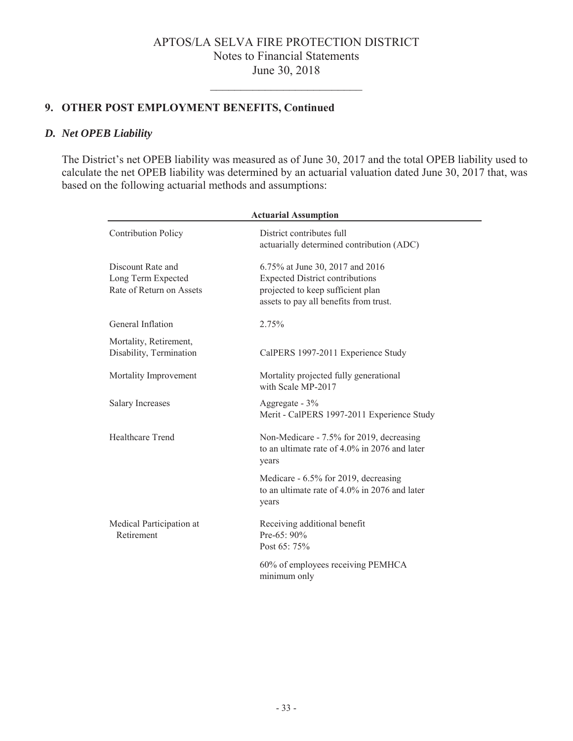## 9. OTHER POST EMPLOYMENT BENEFITS, Continued

### *D. Net OPEB Liability*

The District's net OPEB liability was measured as of June 30, 2017 and the total OPEB liability used to calculate the net OPEB liability was determined by an actuarial valuation dated June 30, 2017 that, was based on the following actuarial methods and assumptions:

| **Actuarial Assumption** | |
|---|---|
| Contribution Policy | District contributes full actuarially determined contribution (ADC) |
| Discount Rate and Long Term Expected Rate of Return on Assets | 6.75% at June 30, 2017 and 2016 Expected District contributions projected to keep sufficient plan assets to pay all benefits from trust. |
| General Inflation | 2.75% |
| Mortality, Retirement, Disability, Termination | CalPERS 1997-2011 Experience Study |
| Mortality Improvement | Mortality projected fully generational with Scale MP-2017 |
| Salary Increases | Aggregate - 3%<br>Merit - CalPERS 1997-2011 Experience Study |
| Healthcare Trend | Non-Medicare - 7.5% for 2019, decreasing to an ultimate rate of 4.0% in 2076 and later years |
| | Medicare - 6.5% for 2019, decreasing to an ultimate rate of 4.0% in 2076 and later years |
| Medical Participation at Retirement | Receiving additional benefit<br>Pre-65: 90%<br>Post 65: 75% |
| | 60% of employees receiving PEMHCA minimum only |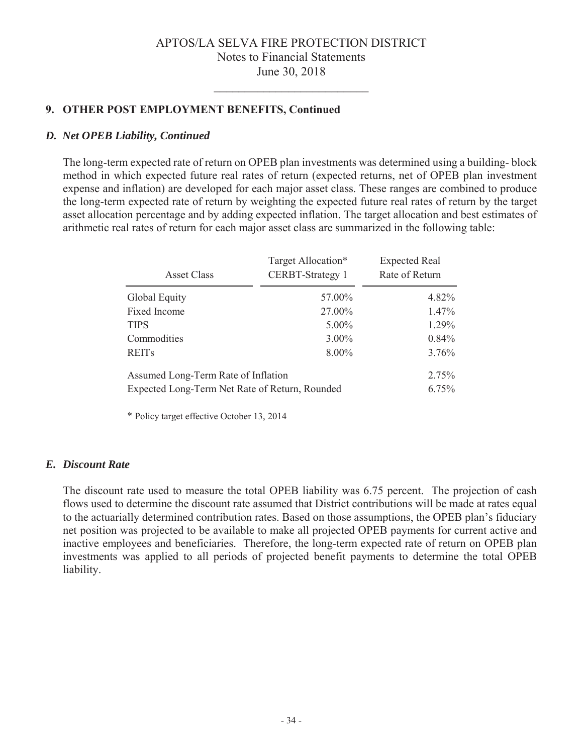## 9. OTHER POST EMPLOYMENT BENEFITS, Continued

### *D. Net OPEB Liability, Continued*

The long-term expected rate of return on OPEB plan investments was determined using a building- block method in which expected future real rates of return (expected returns, net of OPEB plan investment expense and inflation) are developed for each major asset class. These ranges are combined to produce the long-term expected rate of return by weighting the expected future real rates of return by the target asset allocation percentage and by adding expected inflation. The target allocation and best estimates of arithmetic real rates of return for each major asset class are summarized in the following table:

| Asset Class | Target Allocation* CERBT-Strategy 1 | Expected Real Rate of Return |
|---|---|---|
| Global Equity | 57.00% | 4.82% |
| Fixed Income | 27.00% | 1.47% |
| TIPS | 5.00% | 1.29% |
| Commodities | 3.00% | 0.84% |
| REITs | 8.00% | 3.76% |
| Assumed Long-Term Rate of Inflation | | 2.75% |
| Expected Long-Term Net Rate of Return, Rounded | | 6.75% |

\* Policy target effective October 13, 2014

### *E. Discount Rate*

The discount rate used to measure the total OPEB liability was 6.75 percent. The projection of cash flows used to determine the discount rate assumed that District contributions will be made at rates equal to the actuarially determined contribution rates. Based on those assumptions, the OPEB plan's fiduciary net position was projected to be available to make all projected OPEB payments for current active and inactive employees and beneficiaries. Therefore, the long-term expected rate of return on OPEB plan investments was applied to all periods of projected benefit payments to determine the total OPEB liability.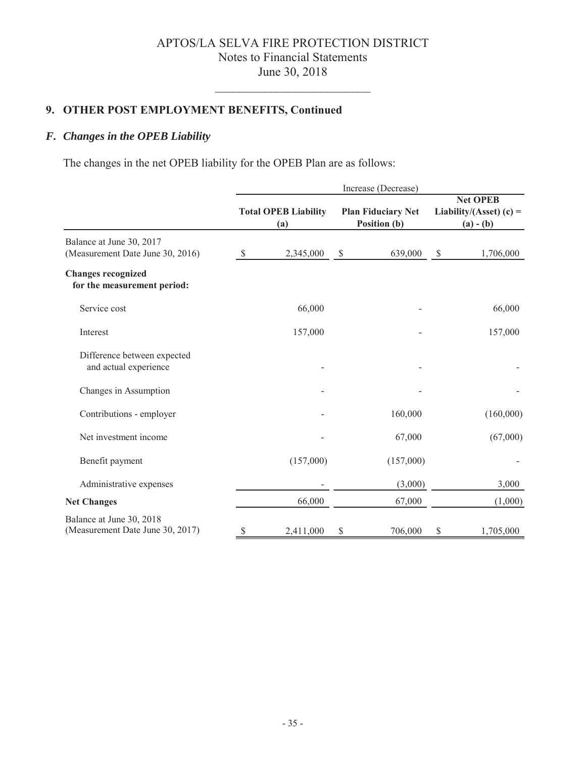## 9. OTHER POST EMPLOYMENT BENEFITS, Continued

### *F. Changes in the OPEB Liability*

The changes in the net OPEB liability for the OPEB Plan are as follows:

| | Increase (Decrease) | | |
|---|---|---|---|
| | **Total OPEB Liability (a)** | **Plan Fiduciary Net Position (b)** | **Net OPEB Liability/(Asset) (c) = (a) - (b)** |
| Balance at June 30, 2017 (Measurement Date June 30, 2016) | $ 2,345,000 | $ 639,000 | $ 1,706,000 |
| **Changes recognized for the measurement period:** | | | |
| Service cost | 66,000 | - | 66,000 |
| Interest | 157,000 | - | 157,000 |
| Difference between expected and actual experience | - | - | - |
| Changes in Assumption | - | - | - |
| Contributions - employer | - | 160,000 | (160,000) |
| Net investment income | - | 67,000 | (67,000) |
| Benefit payment | (157,000) | (157,000) | - |
| Administrative expenses | - | (3,000) | 3,000 |
| **Net Changes** | 66,000 | 67,000 | (1,000) |
| Balance at June 30, 2018 (Measurement Date June 30, 2017) | $ 2,411,000 | $ 706,000 | $ 1,705,000 |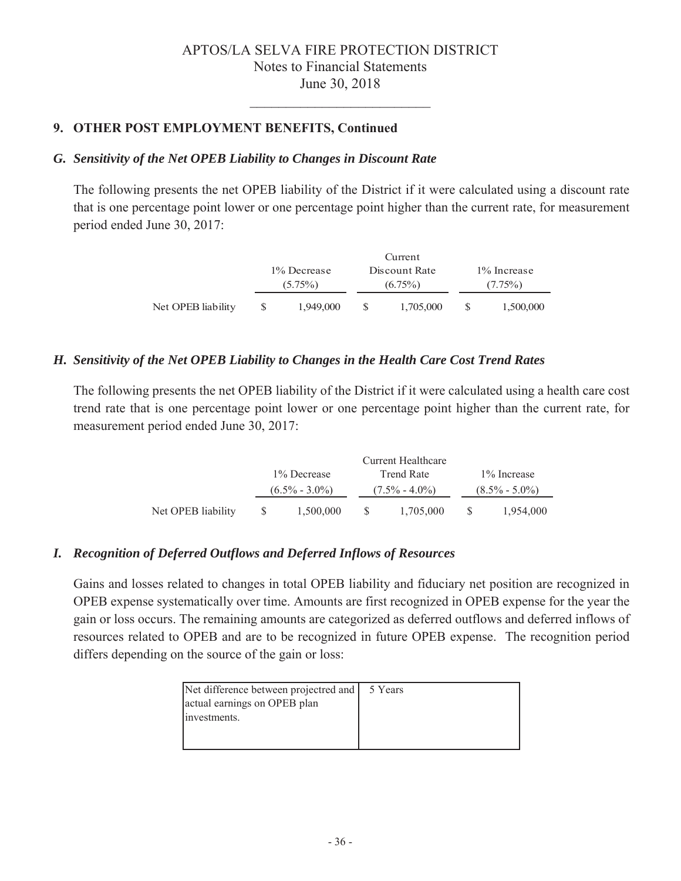## 9. OTHER POST EMPLOYMENT BENEFITS, Continued

### *G. Sensitivity of the Net OPEB Liability to Changes in Discount Rate*

The following presents the net OPEB liability of the District if it were calculated using a discount rate that is one percentage point lower or one percentage point higher than the current rate, for measurement period ended June 30, 2017:

| | 1% Decrease (5.75%) | Current Discount Rate (6.75%) | 1% Increase (7.75%) |
|---|---|---|---|
| Net OPEB liability | $ 1,949,000 | $ 1,705,000 | $ 1,500,000 |

### *H. Sensitivity of the Net OPEB Liability to Changes in the Health Care Cost Trend Rates*

The following presents the net OPEB liability of the District if it were calculated using a health care cost trend rate that is one percentage point lower or one percentage point higher than the current rate, for measurement period ended June 30, 2017:

| | 1% Decrease (6.5% - 3.0%) | Current Healthcare Trend Rate (7.5% - 4.0%) | 1% Increase (8.5% - 5.0%) |
|---|---|---|---|
| Net OPEB liability | $ 1,500,000 | $ 1,705,000 | $ 1,954,000 |

### *I. Recognition of Deferred Outflows and Deferred Inflows of Resources*

Gains and losses related to changes in total OPEB liability and fiduciary net position are recognized in OPEB expense systematically over time. Amounts are first recognized in OPEB expense for the year the gain or loss occurs. The remaining amounts are categorized as deferred outflows and deferred inflows of resources related to OPEB and are to be recognized in future OPEB expense. The recognition period differs depending on the source of the gain or loss:

| | |
|---|---|
| Net difference between projectred and actual earnings on OPEB plan investments. | 5 Years |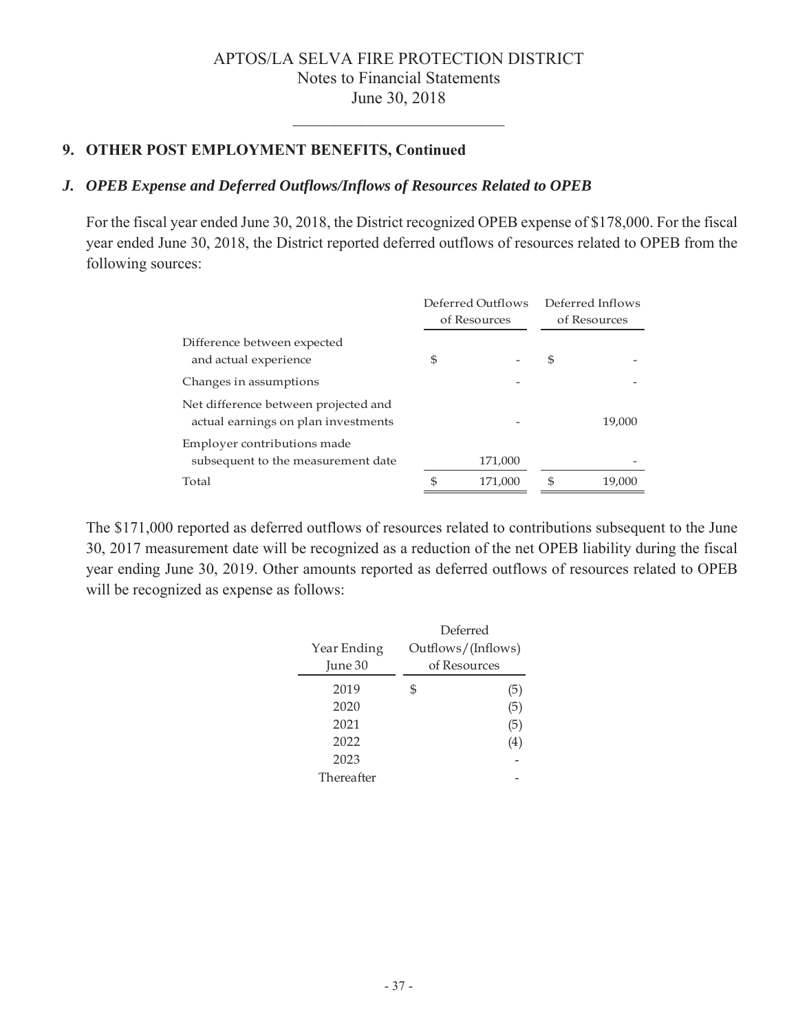## 9. OTHER POST EMPLOYMENT BENEFITS, Continued

### *J. OPEB Expense and Deferred Outflows/Inflows of Resources Related to OPEB*

For the fiscal year ended June 30, 2018, the District recognized OPEB expense of $178,000. For the fiscal year ended June 30, 2018, the District reported deferred outflows of resources related to OPEB from the following sources:

| | Deferred Outflows of Resources | Deferred Inflows of Resources |
|---|---|---|
| Difference between expected and actual experience | $ - | $ - |
| Changes in assumptions | - | - |
| Net difference between projected and actual earnings on plan investments | - | 19,000 |
| Employer contributions made subsequent to the measurement date | 171,000 | - |
| Total | $ 171,000 | $ 19,000 |

The $171,000 reported as deferred outflows of resources related to contributions subsequent to the June 30, 2017 measurement date will be recognized as a reduction of the net OPEB liability during the fiscal year ending June 30, 2019. Other amounts reported as deferred outflows of resources related to OPEB will be recognized as expense as follows:

| Year Ending June 30 | Deferred Outflows/(Inflows) of Resources |
|---|---|
| 2019 | $ (5) |
| 2020 | (5) |
| 2021 | (5) |
| 2022 | (4) |
| 2023 | - |
| Thereafter | - |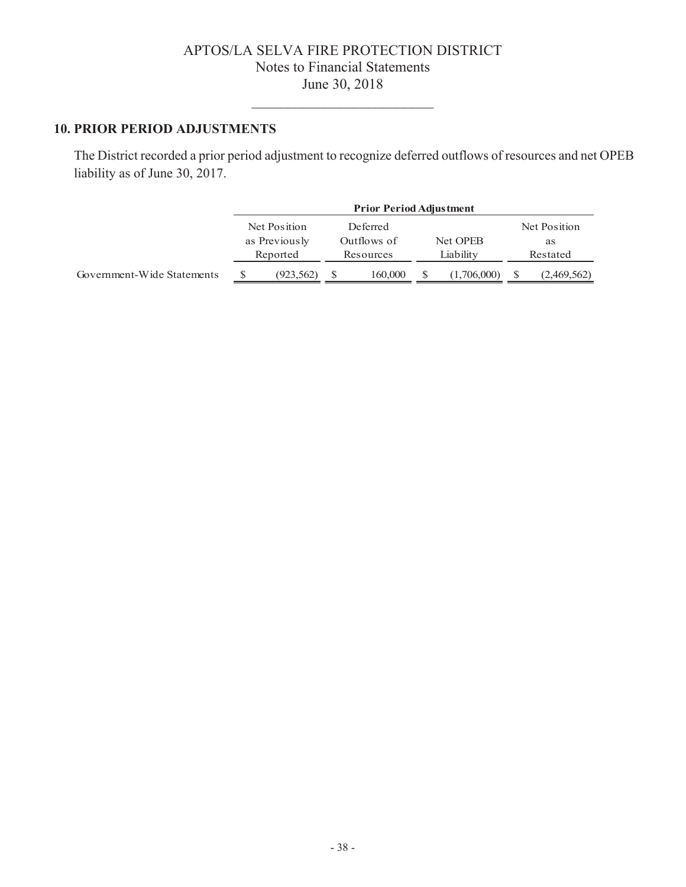## 10. PRIOR PERIOD ADJUSTMENTS

The District recorded a prior period adjustment to recognize deferred outflows of resources and net OPEB liability as of June 30, 2017.

| | Prior Period Adjustment | | | |
|---|---|---|---|---|
| | Net Position as Previously Reported | Deferred Outflows of Resources | Net OPEB Liability | Net Position as Restated |
| Government-Wide Statements | $ (923,562) | $ 160,000 | $ (1,706,000) | $ (2,469,562) |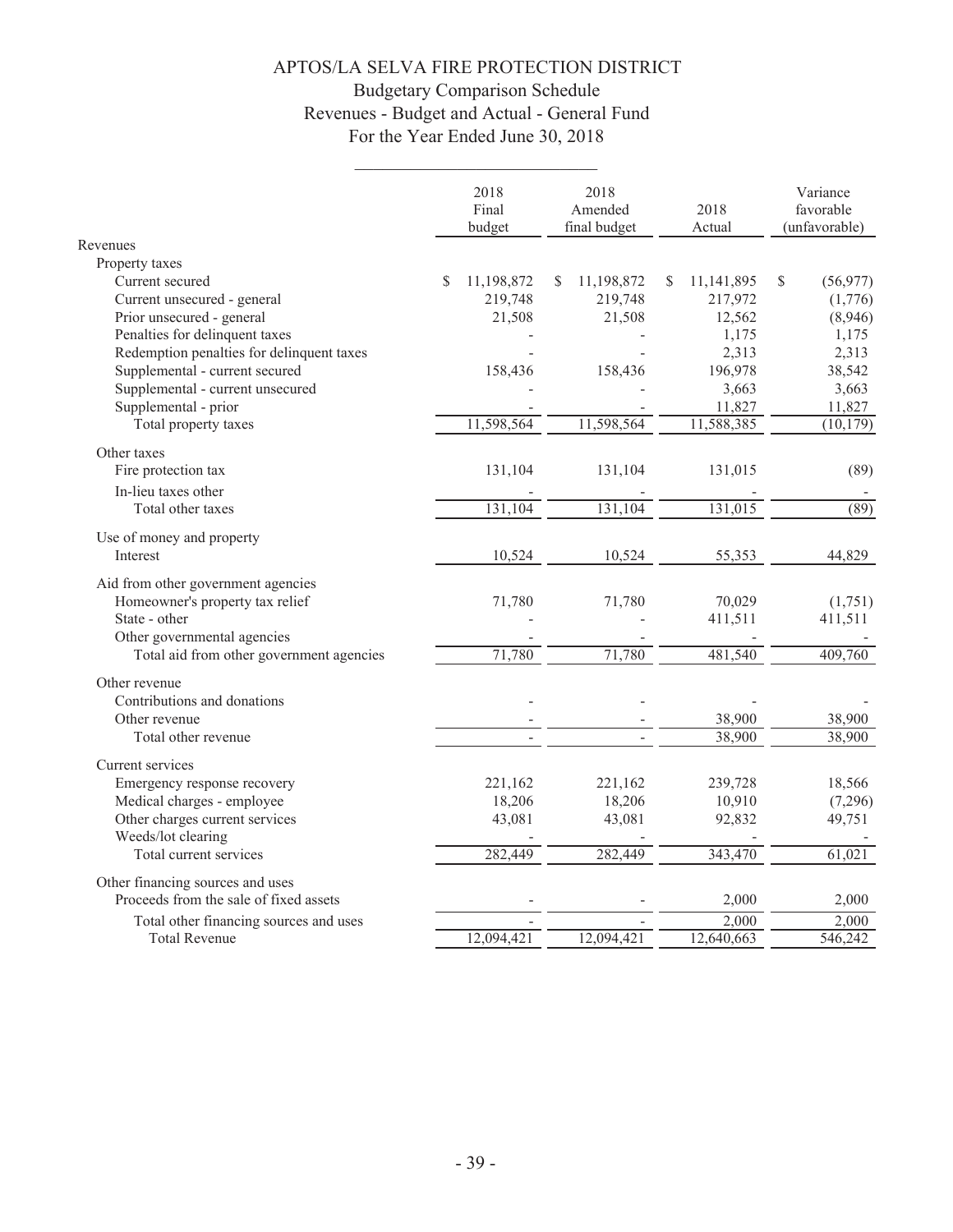# APTOS/LA SELVA FIRE PROTECTION DISTRICT

## Budgetary Comparison Schedule

## Revenues - Budget and Actual - General Fund

## For the Year Ended June 30, 2018

| | 2018 Final budget | 2018 Amended final budget | 2018 Actual | Variance favorable (unfavorable) |
|---|---|---|---|---|
| Revenues | | | | |
| Property taxes | | | | |
| Current secured | $ 11,198,872 | $ 11,198,872 | $ 11,141,895 | $ (56,977) |
| Current unsecured - general | 219,748 | 219,748 | 217,972 | (1,776) |
| Prior unsecured - general | 21,508 | 21,508 | 12,562 | (8,946) |
| Penalties for delinquent taxes | - | - | 1,175 | 1,175 |
| Redemption penalties for delinquent taxes | - | - | 2,313 | 2,313 |
| Supplemental - current secured | 158,436 | 158,436 | 196,978 | 38,542 |
| Supplemental - current unsecured | - | - | 3,663 | 3,663 |
| Supplemental - prior | - | - | 11,827 | 11,827 |
| Total property taxes | 11,598,564 | 11,598,564 | 11,588,385 | (10,179) |
| Other taxes | | | | |
| Fire protection tax | 131,104 | 131,104 | 131,015 | (89) |
| In-lieu taxes other | - | - | - | - |
| Total other taxes | 131,104 | 131,104 | 131,015 | (89) |
| Use of money and property | | | | |
| Interest | 10,524 | 10,524 | 55,353 | 44,829 |
| Aid from other government agencies | | | | |
| Homeowner's property tax relief | 71,780 | 71,780 | 70,029 | (1,751) |
| State - other | - | - | 411,511 | 411,511 |
| Other governmental agencies | - | - | - | - |
| Total aid from other government agencies | 71,780 | 71,780 | 481,540 | 409,760 |
| Other revenue | | | | |
| Contributions and donations | - | - | - | - |
| Other revenue | - | - | 38,900 | 38,900 |
| Total other revenue | - | - | 38,900 | 38,900 |
| Current services | | | | |
| Emergency response recovery | 221,162 | 221,162 | 239,728 | 18,566 |
| Medical charges - employee | 18,206 | 18,206 | 10,910 | (7,296) |
| Other charges current services | 43,081 | 43,081 | 92,832 | 49,751 |
| Weeds/lot clearing | - | - | - | - |
| Total current services | 282,449 | 282,449 | 343,470 | 61,021 |
| Other financing sources and uses | | | | |
| Proceeds from the sale of fixed assets | - | - | 2,000 | 2,000 |
| Total other financing sources and uses | - | - | 2,000 | 2,000 |
| Total Revenue | 12,094,421 | 12,094,421 | 12,640,663 | 546,242 |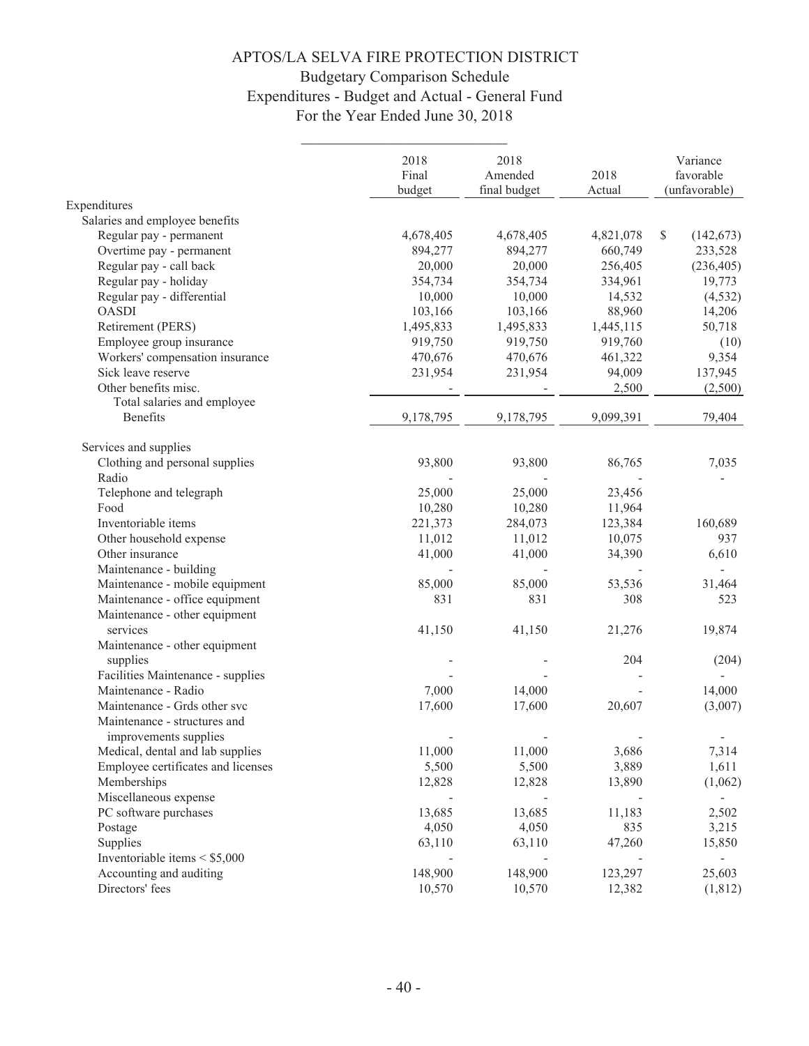# APTOS/LA SELVA FIRE PROTECTION DISTRICT

## Budgetary Comparison Schedule

## Expenditures - Budget and Actual - General Fund

## For the Year Ended June 30, 2018

| | 2018 Final budget | 2018 Amended final budget | 2018 Actual | Variance favorable (unfavorable) |
|---|---|---|---|---|
| Expenditures | | | | |
| Salaries and employee benefits | | | | |
| Regular pay - permanent | 4,678,405 | 4,678,405 | 4,821,078 | $ (142,673) |
| Overtime pay - permanent | 894,277 | 894,277 | 660,749 | 233,528 |
| Regular pay - call back | 20,000 | 20,000 | 256,405 | (236,405) |
| Regular pay - holiday | 354,734 | 354,734 | 334,961 | 19,773 |
| Regular pay - differential | 10,000 | 10,000 | 14,532 | (4,532) |
| OASDI | 103,166 | 103,166 | 88,960 | 14,206 |
| Retirement (PERS) | 1,495,833 | 1,495,833 | 1,445,115 | 50,718 |
| Employee group insurance | 919,750 | 919,750 | 919,760 | (10) |
| Workers' compensation insurance | 470,676 | 470,676 | 461,322 | 9,354 |
| Sick leave reserve | 231,954 | 231,954 | 94,009 | 137,945 |
| Other benefits misc. | - | - | 2,500 | (2,500) |
| Total salaries and employee Benefits | 9,178,795 | 9,178,795 | 9,099,391 | 79,404 |
| Services and supplies | | | | |
| Clothing and personal supplies | 93,800 | 93,800 | 86,765 | 7,035 |
| Radio | - | - | - | - |
| Telephone and telegraph | 25,000 | 25,000 | 23,456 | |
| Food | 10,280 | 10,280 | 11,964 | |
| Inventoriable items | 221,373 | 284,073 | 123,384 | 160,689 |
| Other household expense | 11,012 | 11,012 | 10,075 | 937 |
| Other insurance | 41,000 | 41,000 | 34,390 | 6,610 |
| Maintenance - building | - | - | - | - |
| Maintenance - mobile equipment | 85,000 | 85,000 | 53,536 | 31,464 |
| Maintenance - office equipment | 831 | 831 | 308 | 523 |
| Maintenance - other equipment services | 41,150 | 41,150 | 21,276 | 19,874 |
| Maintenance - other equipment supplies | - | - | 204 | (204) |
| Facilities Maintenance - supplies | - | - | - | - |
| Maintenance - Radio | 7,000 | 14,000 | - | 14,000 |
| Maintenance - Grds other svc | 17,600 | 17,600 | 20,607 | (3,007) |
| Maintenance - structures and improvements supplies | - | - | - | - |
| Medical, dental and lab supplies | 11,000 | 11,000 | 3,686 | 7,314 |
| Employee certificates and licenses | 5,500 | 5,500 | 3,889 | 1,611 |
| Memberships | 12,828 | 12,828 | 13,890 | (1,062) |
| Miscellaneous expense | - | - | - | - |
| PC software purchases | 13,685 | 13,685 | 11,183 | 2,502 |
| Postage | 4,050 | 4,050 | 835 | 3,215 |
| Supplies | 63,110 | 63,110 | 47,260 | 15,850 |
| Inventoriable items < $5,000 | - | - | - | - |
| Accounting and auditing | 148,900 | 148,900 | 123,297 | 25,603 |
| Directors' fees | 10,570 | 10,570 | 12,382 | (1,812) |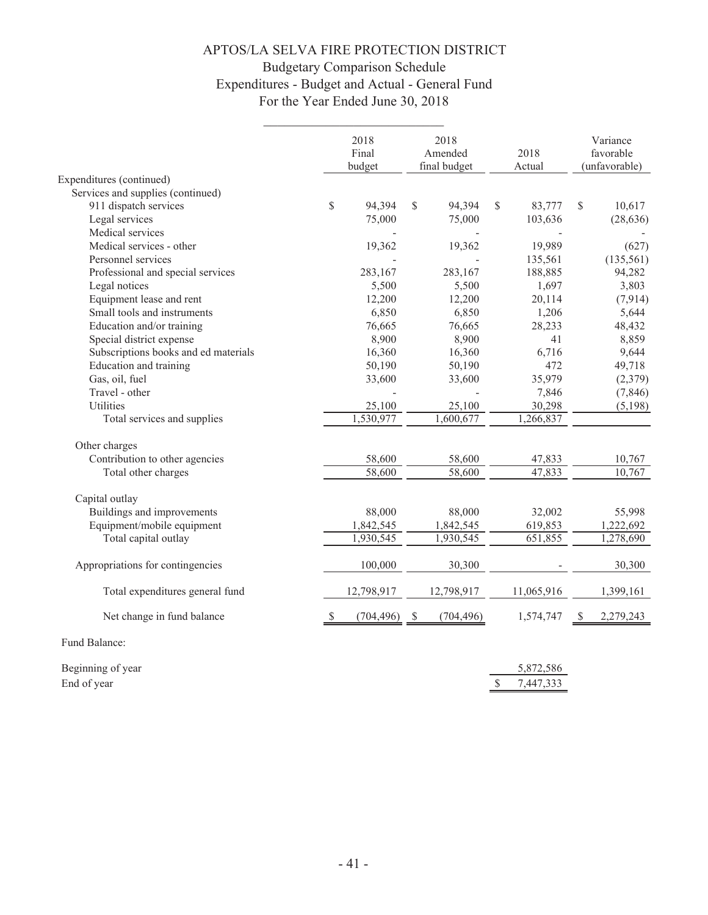# APTOS/LA SELVA FIRE PROTECTION DISTRICT

## Budgetary Comparison Schedule

## Expenditures - Budget and Actual - General Fund

## For the Year Ended June 30, 2018

| | 2018 Final budget | 2018 Amended final budget | 2018 Actual | Variance favorable (unfavorable) |
|---|---|---|---|---|
| Expenditures (continued) | | | | |
| Services and supplies (continued) | | | | |
| 911 dispatch services | $ 94,394 | $ 94,394 | $ 83,777 | $ 10,617 |
| Legal services | 75,000 | 75,000 | 103,636 | (28,636) |
| Medical services | - | - | - | - |
| Medical services - other | 19,362 | 19,362 | 19,989 | (627) |
| Personnel services | - | - | 135,561 | (135,561) |
| Professional and special services | 283,167 | 283,167 | 188,885 | 94,282 |
| Legal notices | 5,500 | 5,500 | 1,697 | 3,803 |
| Equipment lease and rent | 12,200 | 12,200 | 20,114 | (7,914) |
| Small tools and instruments | 6,850 | 6,850 | 1,206 | 5,644 |
| Education and/or training | 76,665 | 76,665 | 28,233 | 48,432 |
| Special district expense | 8,900 | 8,900 | 41 | 8,859 |
| Subscriptions books and ed materials | 16,360 | 16,360 | 6,716 | 9,644 |
| Education and training | 50,190 | 50,190 | 472 | 49,718 |
| Gas, oil, fuel | 33,600 | 33,600 | 35,979 | (2,379) |
| Travel - other | - | - | 7,846 | (7,846) |
| Utilities | 25,100 | 25,100 | 30,298 | (5,198) |
| Total services and supplies | 1,530,977 | 1,600,677 | 1,266,837 | |
| Other charges | | | | |
| Contribution to other agencies | 58,600 | 58,600 | 47,833 | 10,767 |
| Total other charges | 58,600 | 58,600 | 47,833 | 10,767 |
| Capital outlay | | | | |
| Buildings and improvements | 88,000 | 88,000 | 32,002 | 55,998 |
| Equipment/mobile equipment | 1,842,545 | 1,842,545 | 619,853 | 1,222,692 |
| Total capital outlay | 1,930,545 | 1,930,545 | 651,855 | 1,278,690 |
| Appropriations for contingencies | 100,000 | 30,300 | - | 30,300 |
| Total expenditures general fund | 12,798,917 | 12,798,917 | 11,065,916 | 1,399,161 |
| Net change in fund balance | $ (704,496) | $ (704,496) | 1,574,747 | $ 2,279,243 |
| Fund Balance: | | | | |
| Beginning of year | | | 5,872,586 | |
| End of year | | | $ 7,447,333 | |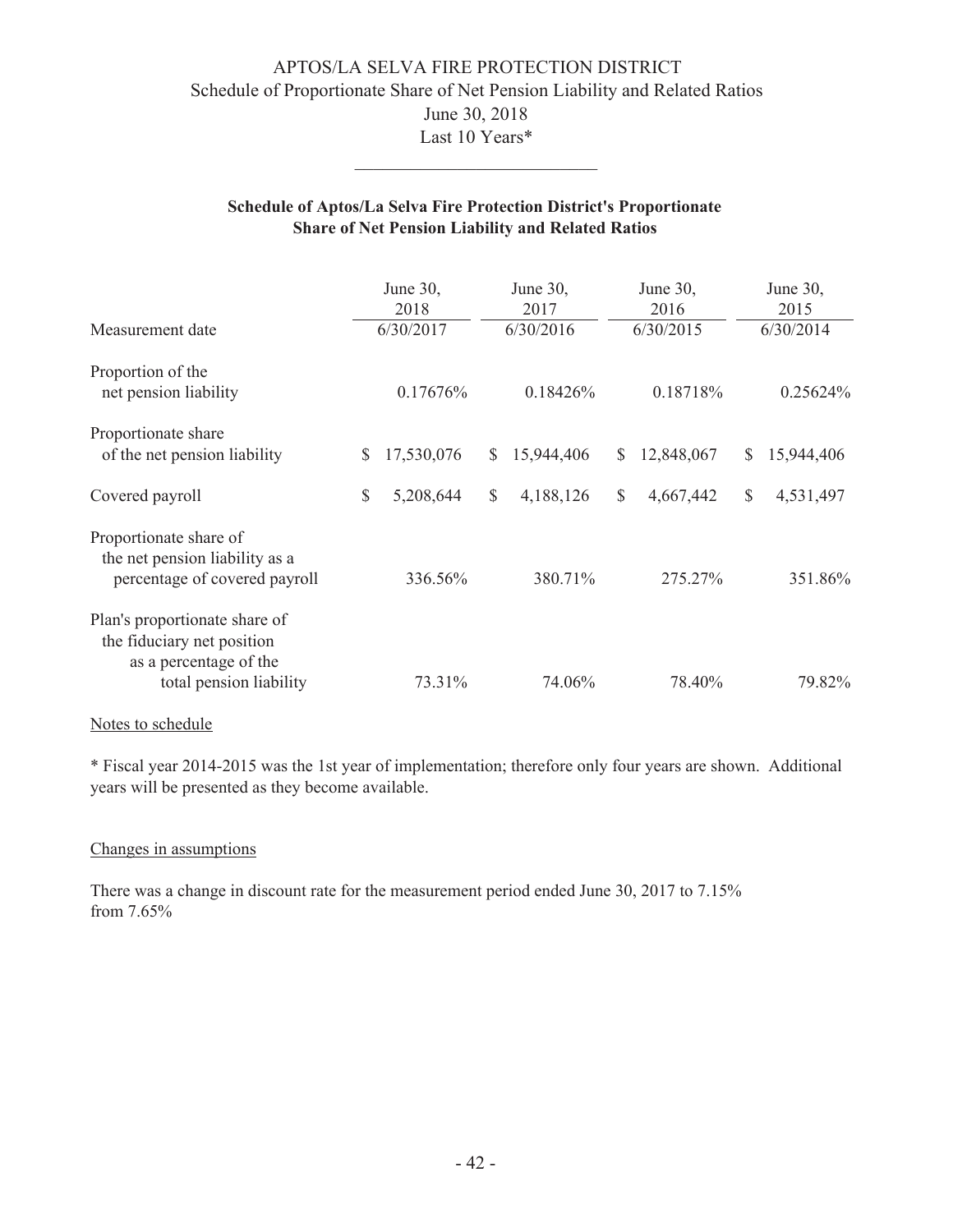# APTOS/LA SELVA FIRE PROTECTION DISTRICT

## Schedule of Proportionate Share of Net Pension Liability and Related Ratios

## June 30, 2018

## Last 10 Years*

### Schedule of Aptos/La Selva Fire Protection District's Proportionate Share of Net Pension Liability and Related Ratios

| | June 30, 2018 | June 30, 2017 | June 30, 2016 | June 30, 2015 |
|---|---|---|---|---|
| Measurement date | 6/30/2017 | 6/30/2016 | 6/30/2015 | 6/30/2014 |
| Proportion of the net pension liability | 0.17676% | 0.18426% | 0.18718% | 0.25624% |
| Proportionate share of the net pension liability | $ 17,530,076 | $ 15,944,406 | $ 12,848,067 | $ 15,944,406 |
| Covered payroll | $ 5,208,644 | $ 4,188,126 | $ 4,667,442 | $ 4,531,497 |
| Proportionate share of the net pension liability as a percentage of covered payroll | 336.56% | 380.71% | 275.27% | 351.86% |
| Plan's proportionate share of the fiduciary net position as a percentage of the total pension liability | 73.31% | 74.06% | 78.40% | 79.82% |

Notes to schedule

* Fiscal year 2014-2015 was the 1st year of implementation; therefore only four years are shown. Additional years will be presented as they become available.

Changes in assumptions

There was a change in discount rate for the measurement period ended June 30, 2017 to 7.15% from 7.65%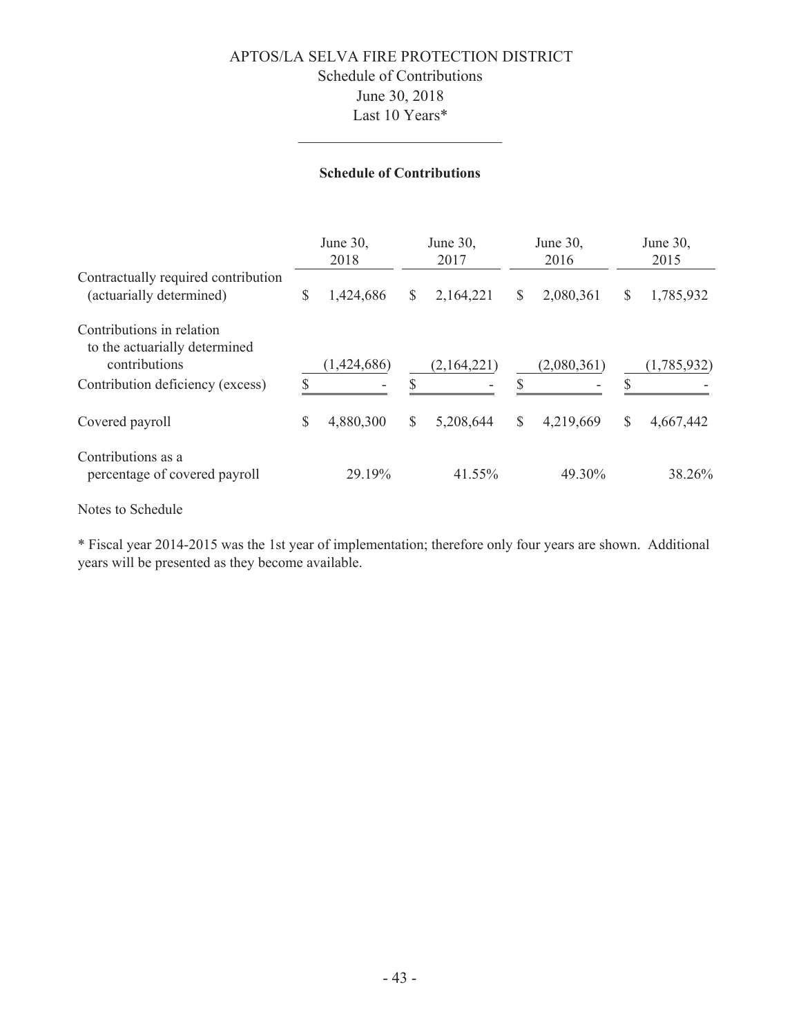# APTOS/LA SELVA FIRE PROTECTION DISTRICT

## Schedule of Contributions

June 30, 2018

Last 10 Years*

### Schedule of Contributions

| | June 30, 2018 | June 30, 2017 | June 30, 2016 | June 30, 2015 |
|---|---|---|---|---|
| Contractually required contribution (actuarially determined) | $ 1,424,686 | $ 2,164,221 | $ 2,080,361 | $ 1,785,932 |
| Contributions in relation to the actuarially determined contributions | (1,424,686) | (2,164,221) | (2,080,361) | (1,785,932) |
| Contribution deficiency (excess) | $ - | $ - | $ - | $ - |
| Covered payroll | $ 4,880,300 | $ 5,208,644 | $ 4,219,669 | $ 4,667,442 |
| Contributions as a percentage of covered payroll | 29.19% | 41.55% | 49.30% | 38.26% |

Notes to Schedule

* Fiscal year 2014-2015 was the 1st year of implementation; therefore only four years are shown. Additional years will be presented as they become available.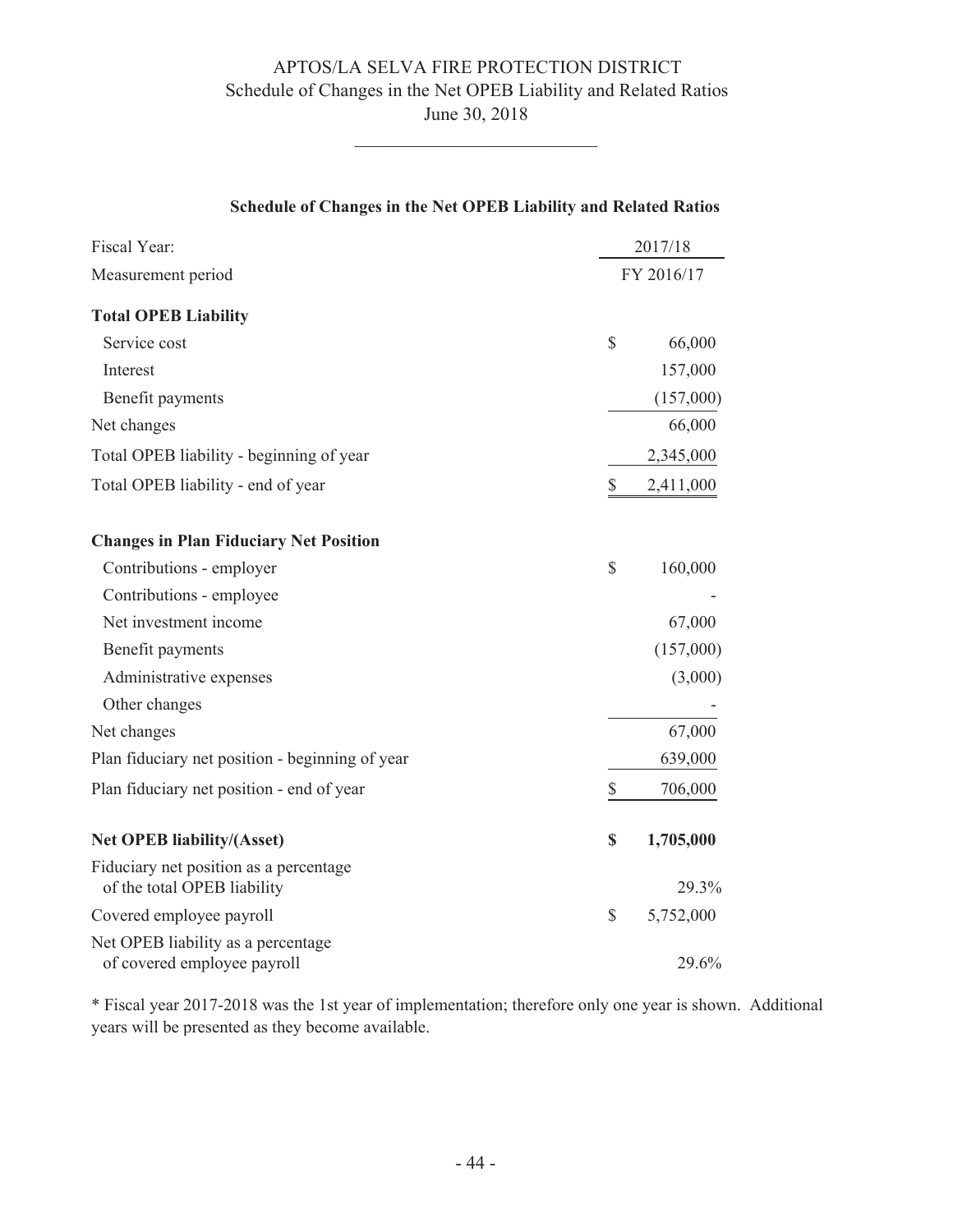# APTOS/LA SELVA FIRE PROTECTION DISTRICT
## Schedule of Changes in the Net OPEB Liability and Related Ratios
## June 30, 2018

### Schedule of Changes in the Net OPEB Liability and Related Ratios

| Fiscal Year: | 2017/18 |
|---|---|
| Measurement period | FY 2016/17 |
| **Total OPEB Liability** | |
| Service cost | $ 66,000 |
| Interest | 157,000 |
| Benefit payments | (157,000) |
| Net changes | 66,000 |
| Total OPEB liability - beginning of year | 2,345,000 |
| Total OPEB liability - end of year | $ 2,411,000 |
| **Changes in Plan Fiduciary Net Position** | |
| Contributions - employer | $ 160,000 |
| Contributions - employee | - |
| Net investment income | 67,000 |
| Benefit payments | (157,000) |
| Administrative expenses | (3,000) |
| Other changes | - |
| Net changes | 67,000 |
| Plan fiduciary net position - beginning of year | 639,000 |
| Plan fiduciary net position - end of year | $ 706,000 |
| **Net OPEB liability/(Asset)** | **$ 1,705,000** |
| Fiduciary net position as a percentage of the total OPEB liability | 29.3% |
| Covered employee payroll | $ 5,752,000 |
| Net OPEB liability as a percentage of covered employee payroll | 29.6% |

* Fiscal year 2017-2018 was the 1st year of implementation; therefore only one year is shown. Additional years will be presented as they become available.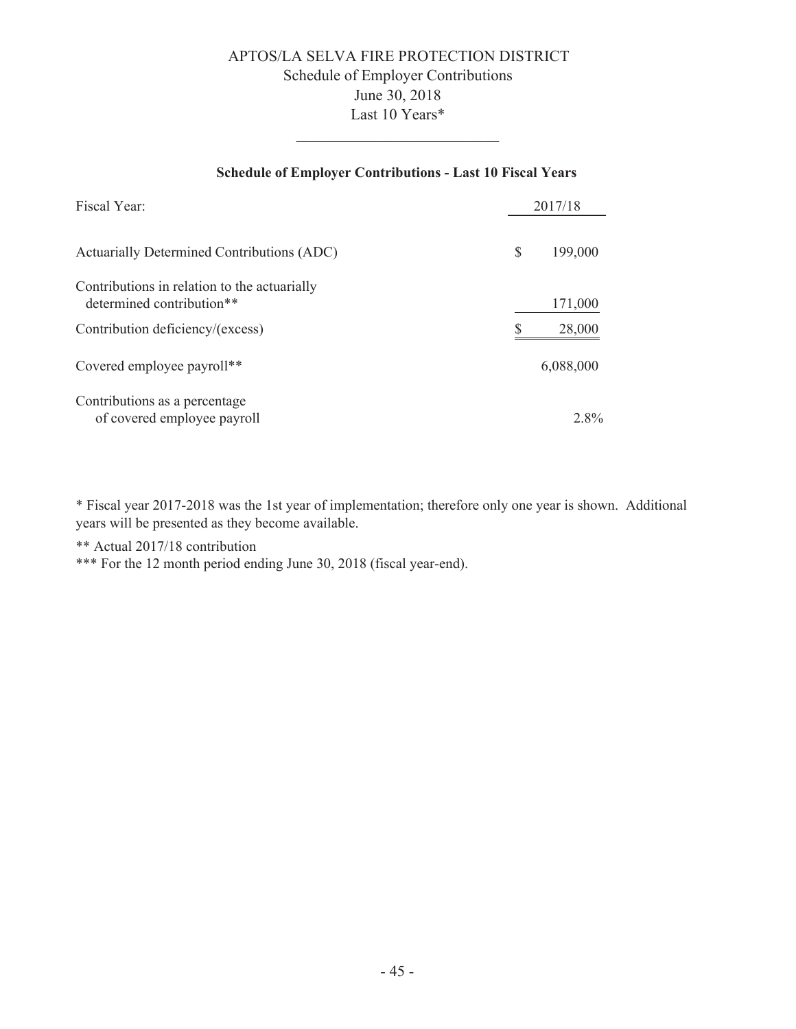# APTOS/LA SELVA FIRE PROTECTION DISTRICT

## Schedule of Employer Contributions

## June 30, 2018

## Last 10 Years*

---

**Schedule of Employer Contributions - Last 10 Fiscal Years**

| Fiscal Year: | 2017/18 |
|---|---|
| Actuarially Determined Contributions (ADC) | $ 199,000 |
| Contributions in relation to the actuarially determined contribution** | 171,000 |
| Contribution deficiency/(excess) | $ 28,000 |
| Covered employee payroll** | 6,088,000 |
| Contributions as a percentage of covered employee payroll | 2.8% |

* Fiscal year 2017-2018 was the 1st year of implementation; therefore only one year is shown. Additional years will be presented as they become available.

** Actual 2017/18 contribution

*** For the 12 month period ending June 30, 2018 (fiscal year-end).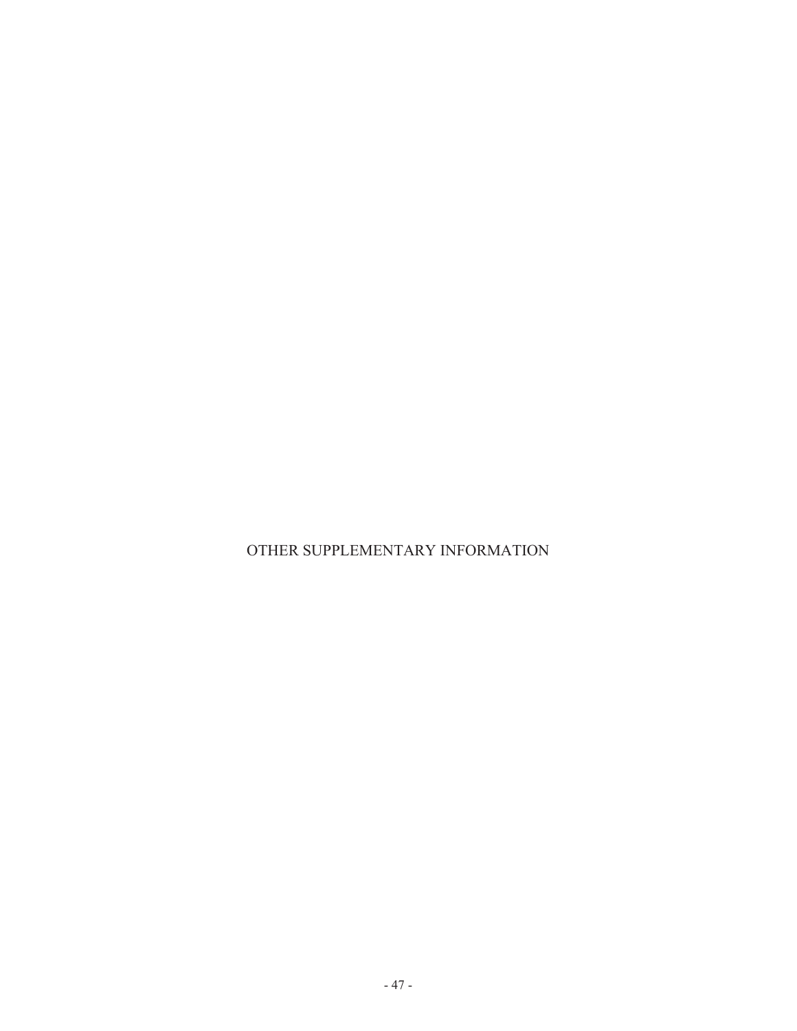# OTHER SUPPLEMENTARY INFORMATION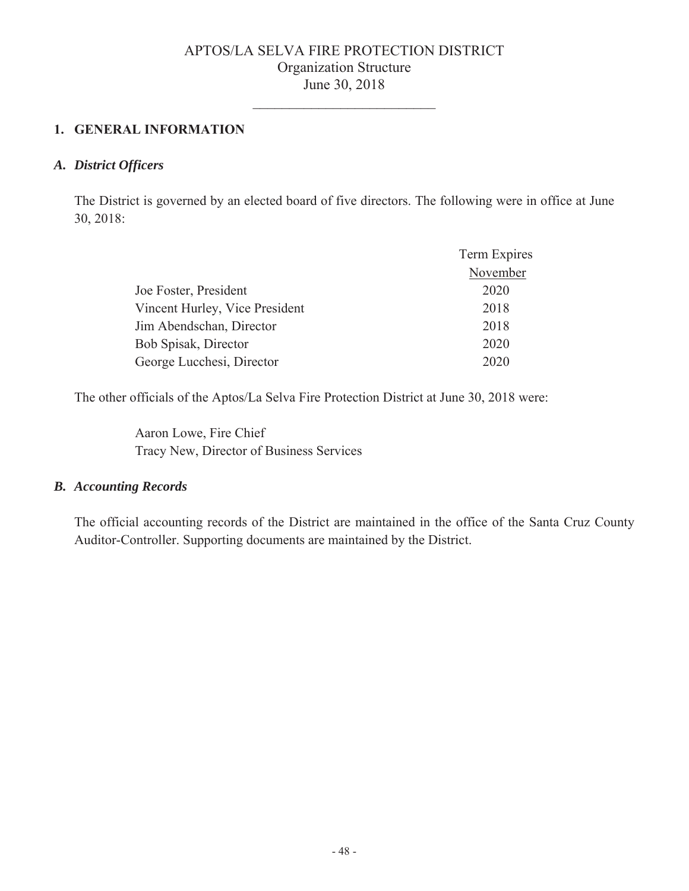# APTOS/LA SELVA FIRE PROTECTION DISTRICT
## Organization Structure
## June 30, 2018

---

### 1. GENERAL INFORMATION

#### *A. District Officers*

The District is governed by an elected board of five directors. The following were in office at June 30, 2018:

| | Term Expires November |
|---|---|
| Joe Foster, President | 2020 |
| Vincent Hurley, Vice President | 2018 |
| Jim Abendschan, Director | 2018 |
| Bob Spisak, Director | 2020 |
| George Lucchesi, Director | 2020 |

The other officials of the Aptos/La Selva Fire Protection District at June 30, 2018 were:

Aaron Lowe, Fire Chief
Tracy New, Director of Business Services

#### *B. Accounting Records*

The official accounting records of the District are maintained in the office of the Santa Cruz County Auditor-Controller. Supporting documents are maintained by the District.